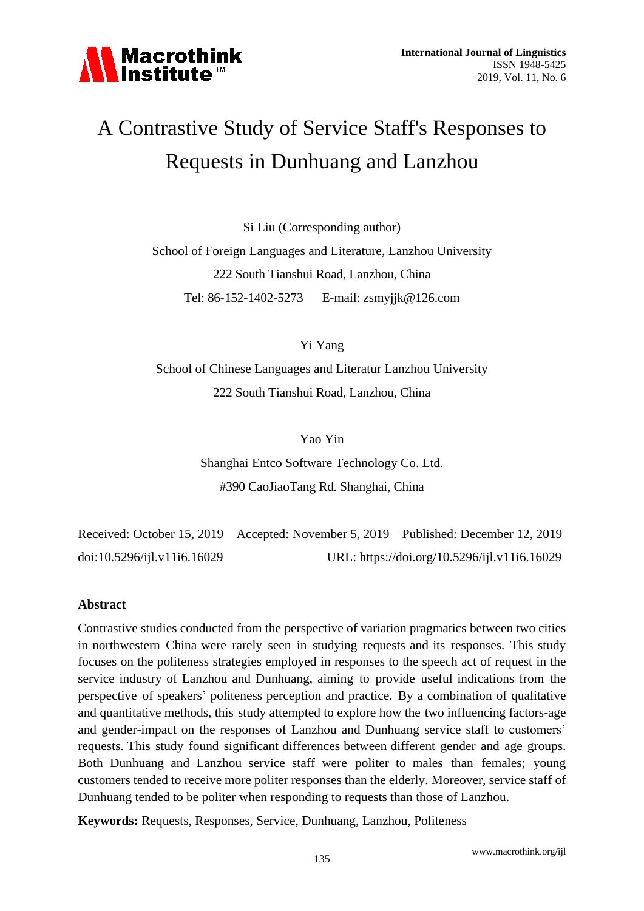# A Contrastive Study of Service Staff's Responses to Requests in Dunhuang and Lanzhou

Si Liu (Corresponding author)

School of Foreign Languages and Literature, Lanzhou University

222 South Tianshui Road, Lanzhou, China

Tel: 86-152-1402-5273 E-mail: zsmyjjk@126.com

Yi Yang

School of Chinese Languages and Literatur Lanzhou University

222 South Tianshui Road, Lanzhou, China

Yao Yin

Shanghai Entco Software Technology Co. Ltd.

#390 CaoJiaoTang Rd. Shanghai, China

Received: October 15, 2019 Accepted: November 5, 2019 Published: December 12, 2019

doi:10.5296/ijl.v11i6.16029 URL: https://doi.org/10.5296/ijl.v11i6.16029

## Abstract

Contrastive studies conducted from the perspective of variation pragmatics between two cities in northwestern China were rarely seen in studying requests and its responses. This study focuses on the politeness strategies employed in responses to the speech act of request in the service industry of Lanzhou and Dunhuang, aiming to provide useful indications from the perspective of speakers' politeness perception and practice. By a combination of qualitative and quantitative methods, this study attempted to explore how the two influencing factors-age and gender-impact on the responses of Lanzhou and Dunhuang service staff to customers' requests. This study found significant differences between different gender and age groups. Both Dunhuang and Lanzhou service staff were politer to males than females; young customers tended to receive more politer responses than the elderly. Moreover, service staff of Dunhuang tended to be politer when responding to requests than those of Lanzhou.

**Keywords:** Requests, Responses, Service, Dunhuang, Lanzhou, Politeness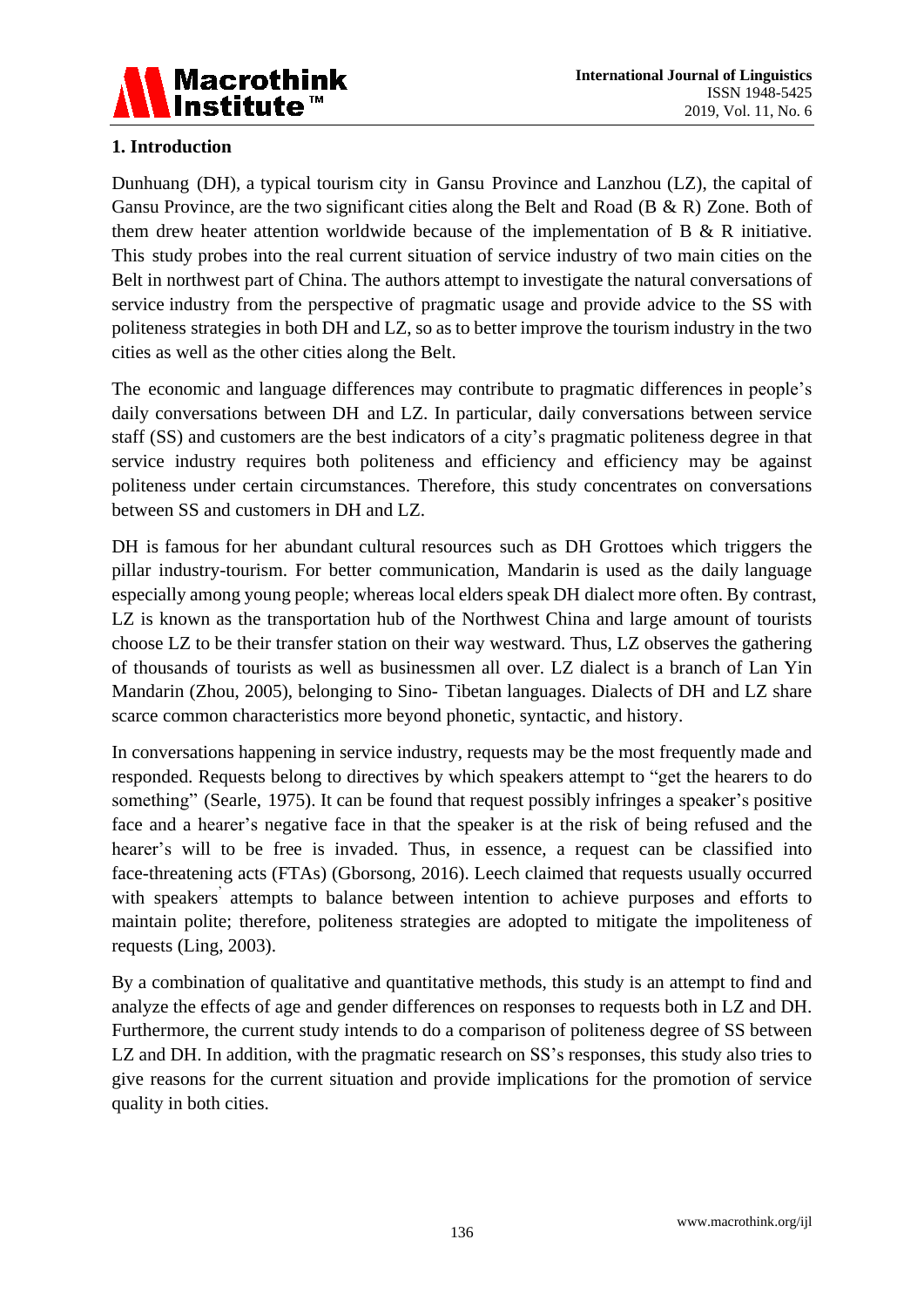## 1. Introduction

Dunhuang (DH), a typical tourism city in Gansu Province and Lanzhou (LZ), the capital of Gansu Province, are the two significant cities along the Belt and Road (B & R) Zone. Both of them drew heater attention worldwide because of the implementation of B & R initiative. This study probes into the real current situation of service industry of two main cities on the Belt in northwest part of China. The authors attempt to investigate the natural conversations of service industry from the perspective of pragmatic usage and provide advice to the SS with politeness strategies in both DH and LZ, so as to better improve the tourism industry in the two cities as well as the other cities along the Belt.

The economic and language differences may contribute to pragmatic differences in people's daily conversations between DH and LZ. In particular, daily conversations between service staff (SS) and customers are the best indicators of a city's pragmatic politeness degree in that service industry requires both politeness and efficiency and efficiency may be against politeness under certain circumstances. Therefore, this study concentrates on conversations between SS and customers in DH and LZ.

DH is famous for her abundant cultural resources such as DH Grottoes which triggers the pillar industry-tourism. For better communication, Mandarin is used as the daily language especially among young people; whereas local elders speak DH dialect more often. By contrast, LZ is known as the transportation hub of the Northwest China and large amount of tourists choose LZ to be their transfer station on their way westward. Thus, LZ observes the gathering of thousands of tourists as well as businessmen all over. LZ dialect is a branch of Lan Yin Mandarin (Zhou, 2005), belonging to Sino- Tibetan languages. Dialects of DH and LZ share scarce common characteristics more beyond phonetic, syntactic, and history.

In conversations happening in service industry, requests may be the most frequently made and responded. Requests belong to directives by which speakers attempt to "get the hearers to do something" (Searle, 1975). It can be found that request possibly infringes a speaker's positive face and a hearer's negative face in that the speaker is at the risk of being refused and the hearer's will to be free is invaded. Thus, in essence, a request can be classified into face-threatening acts (FTAs) (Gborsong, 2016). Leech claimed that requests usually occurred with speakers' attempts to balance between intention to achieve purposes and efforts to maintain polite; therefore, politeness strategies are adopted to mitigate the impoliteness of requests (Ling, 2003).

By a combination of qualitative and quantitative methods, this study is an attempt to find and analyze the effects of age and gender differences on responses to requests both in LZ and DH. Furthermore, the current study intends to do a comparison of politeness degree of SS between LZ and DH. In addition, with the pragmatic research on SS's responses, this study also tries to give reasons for the current situation and provide implications for the promotion of service quality in both cities.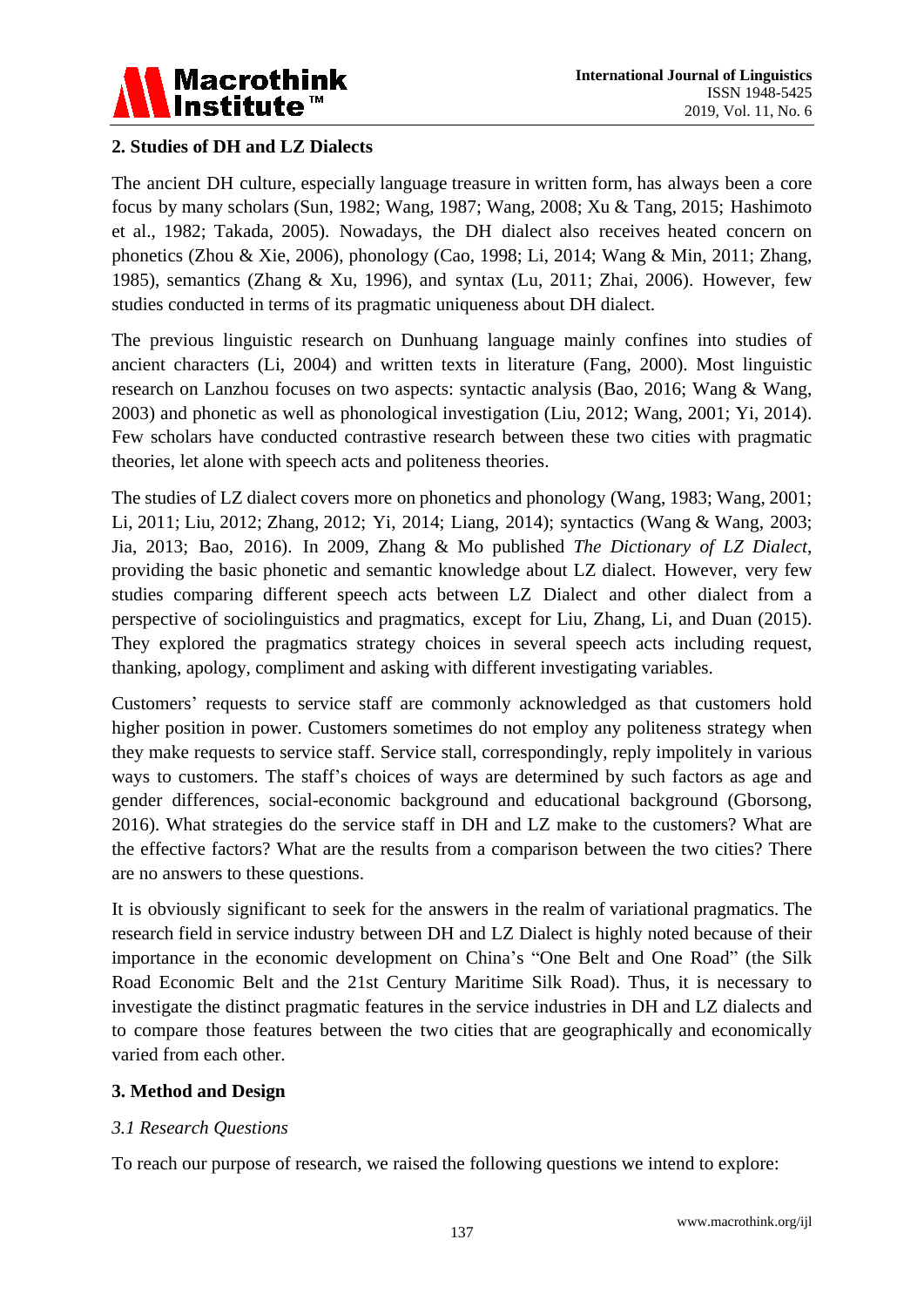## 2. Studies of DH and LZ Dialects

The ancient DH culture, especially language treasure in written form, has always been a core focus by many scholars (Sun, 1982; Wang, 1987; Wang, 2008; Xu & Tang, 2015; Hashimoto et al., 1982; Takada, 2005). Nowadays, the DH dialect also receives heated concern on phonetics (Zhou & Xie, 2006), phonology (Cao, 1998; Li, 2014; Wang & Min, 2011; Zhang, 1985), semantics (Zhang & Xu, 1996), and syntax (Lu, 2011; Zhai, 2006). However, few studies conducted in terms of its pragmatic uniqueness about DH dialect.

The previous linguistic research on Dunhuang language mainly confines into studies of ancient characters (Li, 2004) and written texts in literature (Fang, 2000). Most linguistic research on Lanzhou focuses on two aspects: syntactic analysis (Bao, 2016; Wang & Wang, 2003) and phonetic as well as phonological investigation (Liu, 2012; Wang, 2001; Yi, 2014). Few scholars have conducted contrastive research between these two cities with pragmatic theories, let alone with speech acts and politeness theories.

The studies of LZ dialect covers more on phonetics and phonology (Wang, 1983; Wang, 2001; Li, 2011; Liu, 2012; Zhang, 2012; Yi, 2014; Liang, 2014); syntactics (Wang & Wang, 2003; Jia, 2013; Bao, 2016). In 2009, Zhang & Mo published *The Dictionary of LZ Dialect*, providing the basic phonetic and semantic knowledge about LZ dialect. However, very few studies comparing different speech acts between LZ Dialect and other dialect from a perspective of sociolinguistics and pragmatics, except for Liu, Zhang, Li, and Duan (2015). They explored the pragmatics strategy choices in several speech acts including request, thanking, apology, compliment and asking with different investigating variables.

Customers' requests to service staff are commonly acknowledged as that customers hold higher position in power. Customers sometimes do not employ any politeness strategy when they make requests to service staff. Service stall, correspondingly, reply impolitely in various ways to customers. The staff's choices of ways are determined by such factors as age and gender differences, social-economic background and educational background (Gborsong, 2016). What strategies do the service staff in DH and LZ make to the customers? What are the effective factors? What are the results from a comparison between the two cities? There are no answers to these questions.

It is obviously significant to seek for the answers in the realm of variational pragmatics. The research field in service industry between DH and LZ Dialect is highly noted because of their importance in the economic development on China's "One Belt and One Road" (the Silk Road Economic Belt and the 21st Century Maritime Silk Road). Thus, it is necessary to investigate the distinct pragmatic features in the service industries in DH and LZ dialects and to compare those features between the two cities that are geographically and economically varied from each other.

## 3. Method and Design

### *3.1 Research Questions*

To reach our purpose of research, we raised the following questions we intend to explore: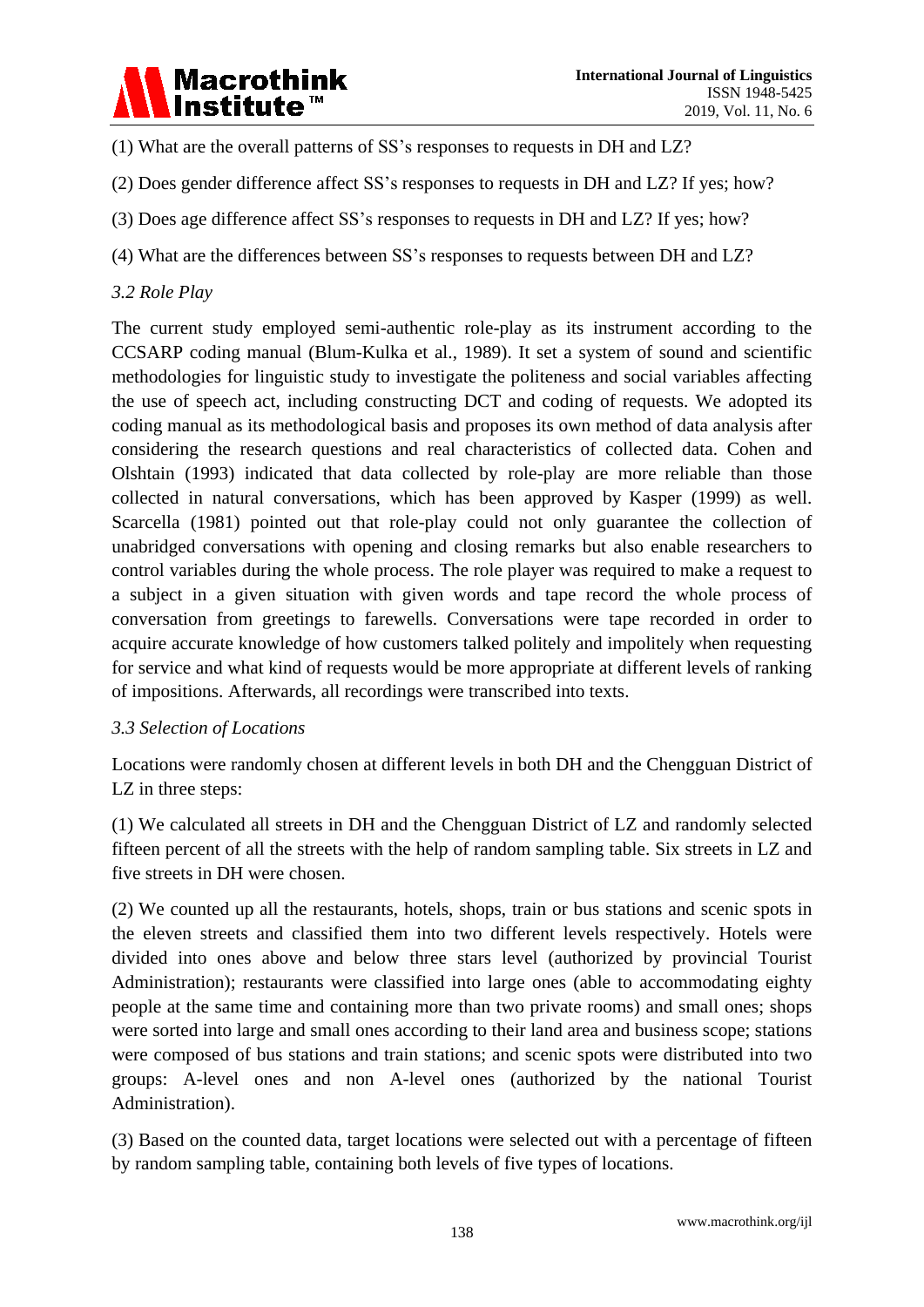(1) What are the overall patterns of SS's responses to requests in DH and LZ?

(2) Does gender difference affect SS's responses to requests in DH and LZ? If yes; how?

(3) Does age difference affect SS's responses to requests in DH and LZ? If yes; how?

(4) What are the differences between SS's responses to requests between DH and LZ?

### *3.2 Role Play*

The current study employed semi-authentic role-play as its instrument according to the CCSARP coding manual (Blum-Kulka et al., 1989). It set a system of sound and scientific methodologies for linguistic study to investigate the politeness and social variables affecting the use of speech act, including constructing DCT and coding of requests. We adopted its coding manual as its methodological basis and proposes its own method of data analysis after considering the research questions and real characteristics of collected data. Cohen and Olshtain (1993) indicated that data collected by role-play are more reliable than those collected in natural conversations, which has been approved by Kasper (1999) as well. Scarcella (1981) pointed out that role-play could not only guarantee the collection of unabridged conversations with opening and closing remarks but also enable researchers to control variables during the whole process. The role player was required to make a request to a subject in a given situation with given words and tape record the whole process of conversation from greetings to farewells. Conversations were tape recorded in order to acquire accurate knowledge of how customers talked politely and impolitely when requesting for service and what kind of requests would be more appropriate at different levels of ranking of impositions. Afterwards, all recordings were transcribed into texts.

### *3.3 Selection of Locations*

Locations were randomly chosen at different levels in both DH and the Chengguan District of LZ in three steps:

(1) We calculated all streets in DH and the Chengguan District of LZ and randomly selected fifteen percent of all the streets with the help of random sampling table. Six streets in LZ and five streets in DH were chosen.

(2) We counted up all the restaurants, hotels, shops, train or bus stations and scenic spots in the eleven streets and classified them into two different levels respectively. Hotels were divided into ones above and below three stars level (authorized by provincial Tourist Administration); restaurants were classified into large ones (able to accommodating eighty people at the same time and containing more than two private rooms) and small ones; shops were sorted into large and small ones according to their land area and business scope; stations were composed of bus stations and train stations; and scenic spots were distributed into two groups: A-level ones and non A-level ones (authorized by the national Tourist Administration).

(3) Based on the counted data, target locations were selected out with a percentage of fifteen by random sampling table, containing both levels of five types of locations.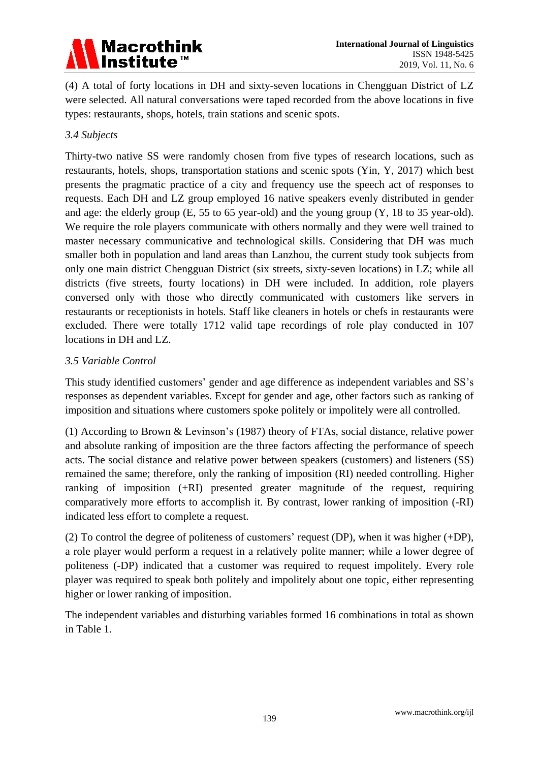(4) A total of forty locations in DH and sixty-seven locations in Chengguan District of LZ were selected. All natural conversations were taped recorded from the above locations in five types: restaurants, shops, hotels, train stations and scenic spots.

### *3.4 Subjects*

Thirty-two native SS were randomly chosen from five types of research locations, such as restaurants, hotels, shops, transportation stations and scenic spots (Yin, Y, 2017) which best presents the pragmatic practice of a city and frequency use the speech act of responses to requests. Each DH and LZ group employed 16 native speakers evenly distributed in gender and age: the elderly group (E, 55 to 65 year-old) and the young group (Y, 18 to 35 year-old). We require the role players communicate with others normally and they were well trained to master necessary communicative and technological skills. Considering that DH was much smaller both in population and land areas than Lanzhou, the current study took subjects from only one main district Chengguan District (six streets, sixty-seven locations) in LZ; while all districts (five streets, fourty locations) in DH were included. In addition, role players conversed only with those who directly communicated with customers like servers in restaurants or receptionists in hotels. Staff like cleaners in hotels or chefs in restaurants were excluded. There were totally 1712 valid tape recordings of role play conducted in 107 locations in DH and LZ.

### *3.5 Variable Control*

This study identified customers' gender and age difference as independent variables and SS's responses as dependent variables. Except for gender and age, other factors such as ranking of imposition and situations where customers spoke politely or impolitely were all controlled.

(1) According to Brown & Levinson's (1987) theory of FTAs, social distance, relative power and absolute ranking of imposition are the three factors affecting the performance of speech acts. The social distance and relative power between speakers (customers) and listeners (SS) remained the same; therefore, only the ranking of imposition (RI) needed controlling. Higher ranking of imposition (+RI) presented greater magnitude of the request, requiring comparatively more efforts to accomplish it. By contrast, lower ranking of imposition (-RI) indicated less effort to complete a request.

(2) To control the degree of politeness of customers' request (DP), when it was higher (+DP), a role player would perform a request in a relatively polite manner; while a lower degree of politeness (-DP) indicated that a customer was required to request impolitely. Every role player was required to speak both politely and impolitely about one topic, either representing higher or lower ranking of imposition.

The independent variables and disturbing variables formed 16 combinations in total as shown in Table 1.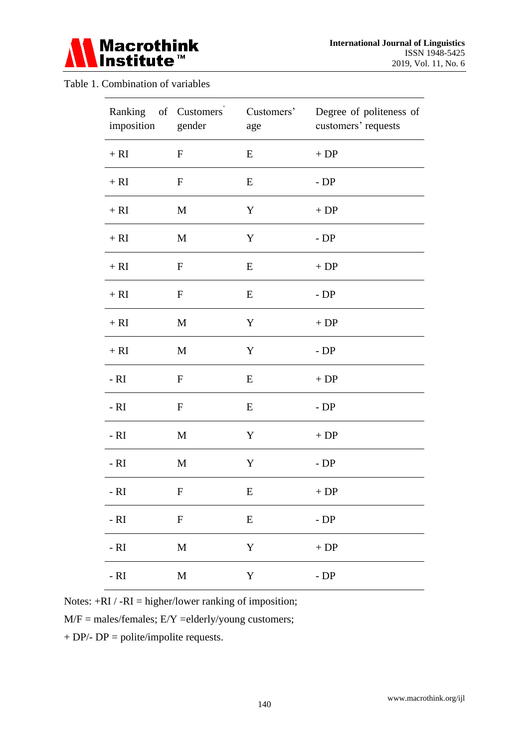Table 1. Combination of variables

| Ranking of imposition | Customers' gender | Customers' age | Degree of politeness of customers' requests |
|---|---|---|---|
| + RI | F | E | + DP |
| + RI | F | E | - DP |
| + RI | M | Y | + DP |
| + RI | M | Y | - DP |
| + RI | F | E | + DP |
| + RI | F | E | - DP |
| + RI | M | Y | + DP |
| + RI | M | Y | - DP |
| - RI | F | E | + DP |
| - RI | F | E | - DP |
| - RI | M | Y | + DP |
| - RI | M | Y | - DP |
| - RI | F | E | + DP |
| - RI | F | E | - DP |
| - RI | M | Y | + DP |
| - RI | M | Y | - DP |

Notes: +RI / -RI = higher/lower ranking of imposition;

M/F = males/females; E/Y =elderly/young customers;

+ DP/- DP = polite/impolite requests.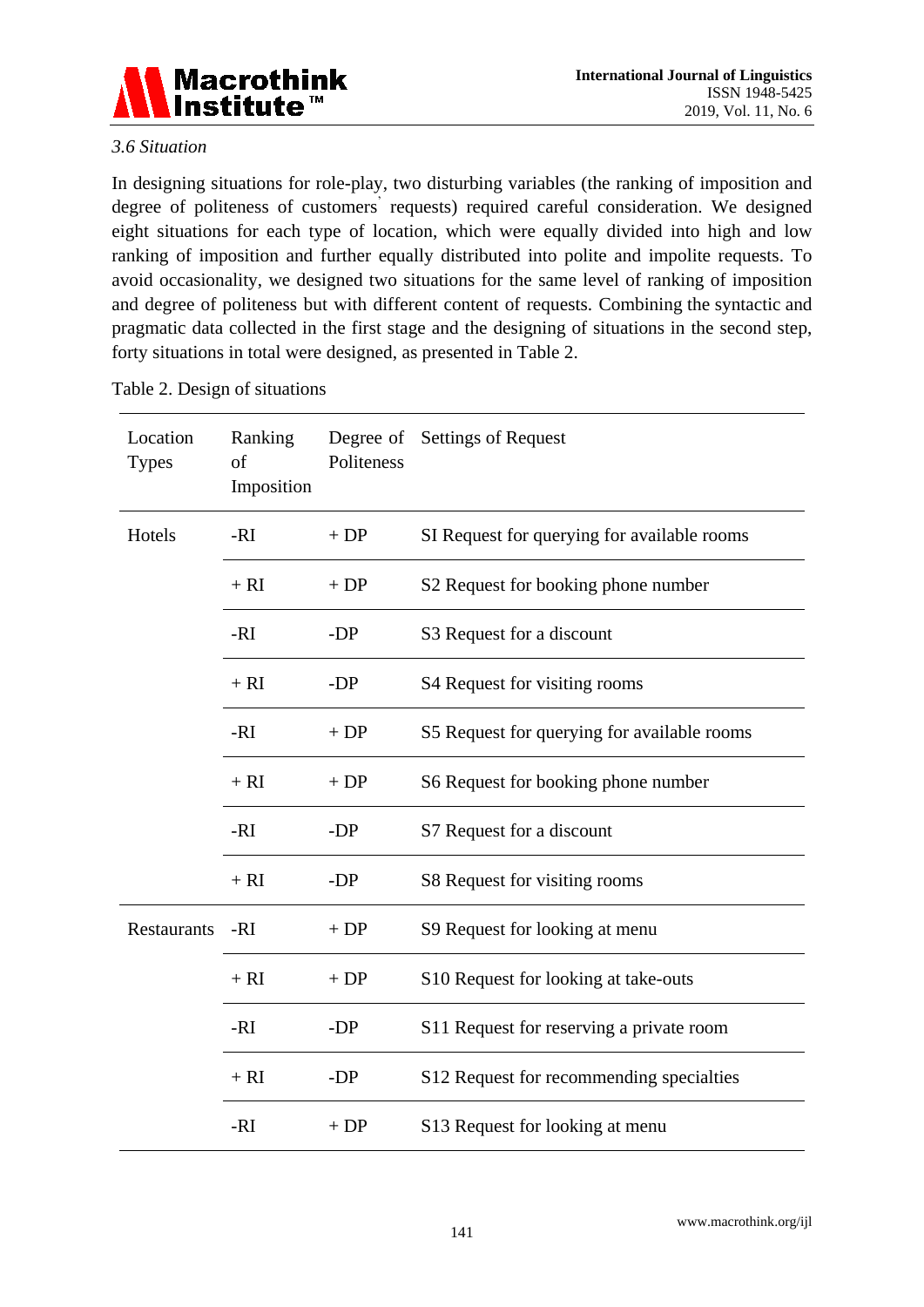### 3.6 Situation

In designing situations for role-play, two disturbing variables (the ranking of imposition and degree of politeness of customers' requests) required careful consideration. We designed eight situations for each type of location, which were equally divided into high and low ranking of imposition and further equally distributed into polite and impolite requests. To avoid occasionality, we designed two situations for the same level of ranking of imposition and degree of politeness but with different content of requests. Combining the syntactic and pragmatic data collected in the first stage and the designing of situations in the second step, forty situations in total were designed, as presented in Table 2.

Table 2. Design of situations

| Location Types | Ranking of Imposition | Degree of Politeness | Settings of Request |
|---|---|---|---|
| Hotels | -RI | + DP | SI Request for querying for available rooms |
| | + RI | + DP | S2 Request for booking phone number |
| | -RI | -DP | S3 Request for a discount |
| | + RI | -DP | S4 Request for visiting rooms |
| | -RI | + DP | S5 Request for querying for available rooms |
| | + RI | + DP | S6 Request for booking phone number |
| | -RI | -DP | S7 Request for a discount |
| | + RI | -DP | S8 Request for visiting rooms |
| Restaurants | -RI | + DP | S9 Request for looking at menu |
| | + RI | + DP | S10 Request for looking at take-outs |
| | -RI | -DP | S11 Request for reserving a private room |
| | + RI | -DP | S12 Request for recommending specialties |
| | -RI | + DP | S13 Request for looking at menu |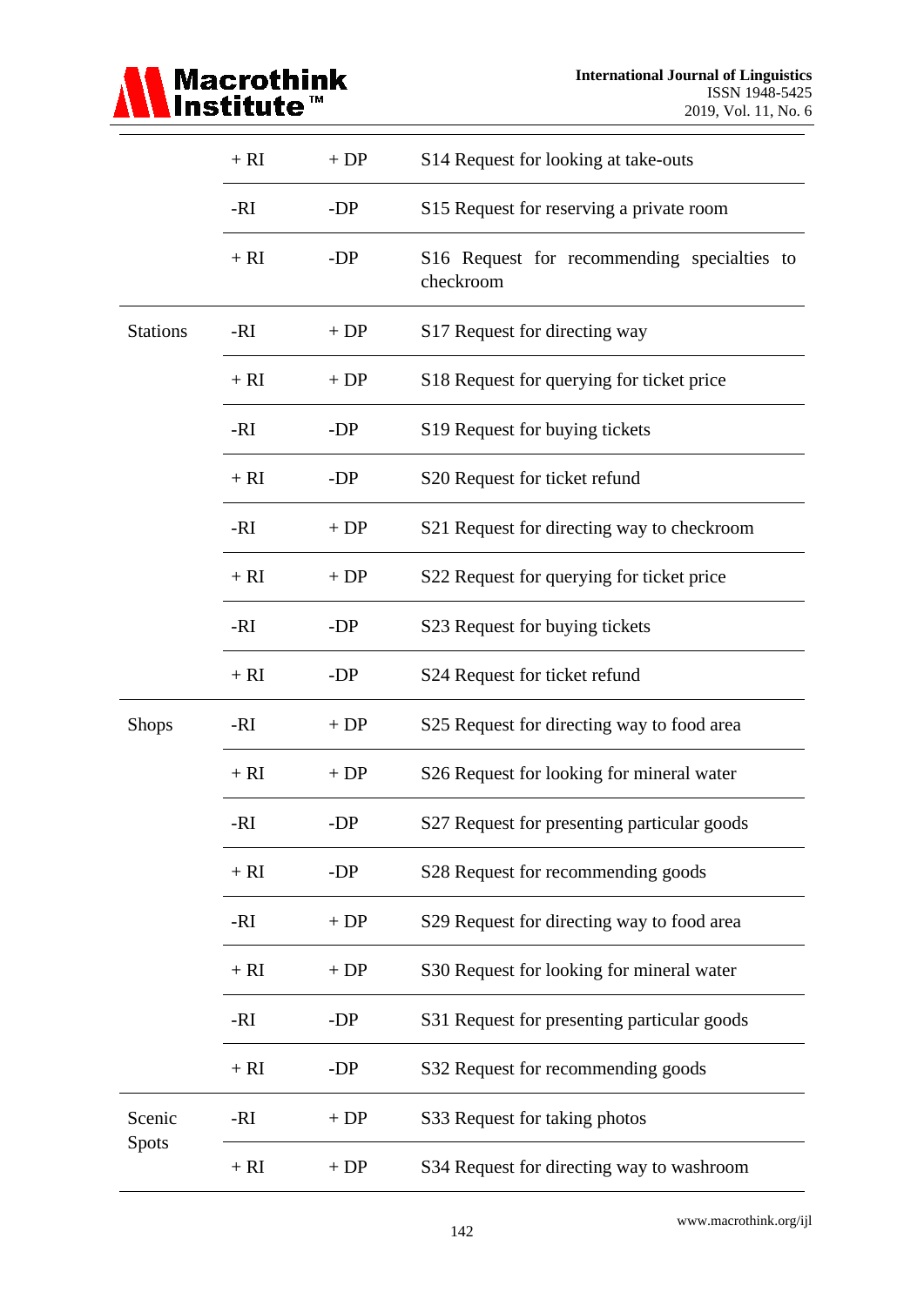|  | + RI | + DP | S14 Request for looking at take-outs |
|---|---|---|---|
|  | -RI | -DP | S15 Request for reserving a private room |
|  | + RI | -DP | S16 Request for recommending specialties to checkroom |
| Stations | -RI | + DP | S17 Request for directing way |
|  | + RI | + DP | S18 Request for querying for ticket price |
|  | -RI | -DP | S19 Request for buying tickets |
|  | + RI | -DP | S20 Request for ticket refund |
|  | -RI | + DP | S21 Request for directing way to checkroom |
|  | + RI | + DP | S22 Request for querying for ticket price |
|  | -RI | -DP | S23 Request for buying tickets |
|  | + RI | -DP | S24 Request for ticket refund |
| Shops | -RI | + DP | S25 Request for directing way to food area |
|  | + RI | + DP | S26 Request for looking for mineral water |
|  | -RI | -DP | S27 Request for presenting particular goods |
|  | + RI | -DP | S28 Request for recommending goods |
|  | -RI | + DP | S29 Request for directing way to food area |
|  | + RI | + DP | S30 Request for looking for mineral water |
|  | -RI | -DP | S31 Request for presenting particular goods |
|  | + RI | -DP | S32 Request for recommending goods |
| Scenic Spots | -RI | + DP | S33 Request for taking photos |
|  | + RI | + DP | S34 Request for directing way to washroom |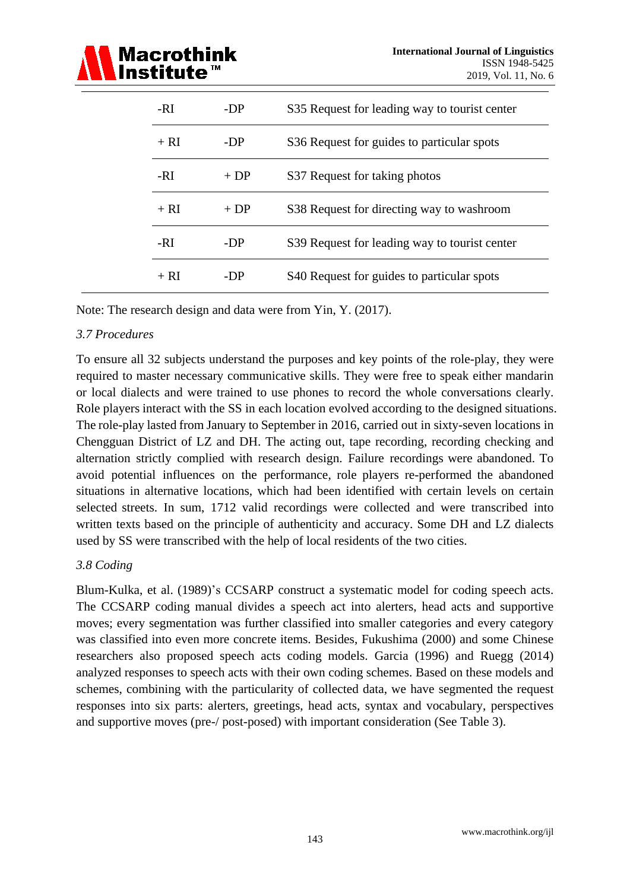| | | |
|---|---|---|
| -RI | -DP | S35 Request for leading way to tourist center |
| + RI | -DP | S36 Request for guides to particular spots |
| -RI | + DP | S37 Request for taking photos |
| + RI | + DP | S38 Request for directing way to washroom |
| -RI | -DP | S39 Request for leading way to tourist center |
| + RI | -DP | S40 Request for guides to particular spots |

Note: The research design and data were from Yin, Y. (2017).

### *3.7 Procedures*

To ensure all 32 subjects understand the purposes and key points of the role-play, they were required to master necessary communicative skills. They were free to speak either mandarin or local dialects and were trained to use phones to record the whole conversations clearly. Role players interact with the SS in each location evolved according to the designed situations. The role-play lasted from January to September in 2016, carried out in sixty-seven locations in Chengguan District of LZ and DH. The acting out, tape recording, recording checking and alternation strictly complied with research design. Failure recordings were abandoned. To avoid potential influences on the performance, role players re-performed the abandoned situations in alternative locations, which had been identified with certain levels on certain selected streets. In sum, 1712 valid recordings were collected and were transcribed into written texts based on the principle of authenticity and accuracy. Some DH and LZ dialects used by SS were transcribed with the help of local residents of the two cities.

### *3.8 Coding*

Blum-Kulka, et al. (1989)'s CCSARP construct a systematic model for coding speech acts. The CCSARP coding manual divides a speech act into alerters, head acts and supportive moves; every segmentation was further classified into smaller categories and every category was classified into even more concrete items. Besides, Fukushima (2000) and some Chinese researchers also proposed speech acts coding models. Garcia (1996) and Ruegg (2014) analyzed responses to speech acts with their own coding schemes. Based on these models and schemes, combining with the particularity of collected data, we have segmented the request responses into six parts: alerters, greetings, head acts, syntax and vocabulary, perspectives and supportive moves (pre-/ post-posed) with important consideration (See Table 3).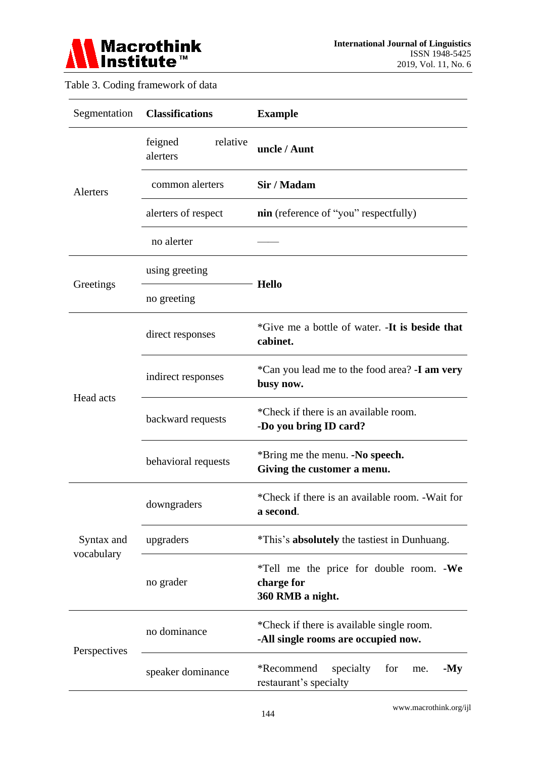Table 3. Coding framework of data

| Segmentation | **Classifications** | **Example** |
|---|---|---|
| Alerters | feigned relative alerters | **uncle / Aunt** |
| | common alerters | **Sir / Madam** |
| | alerters of respect | **nin** (reference of "you" respectfully) |
| | no alerter | —— |
| Greetings | using greeting | **Hello** |
| | no greeting | |
| Head acts | direct responses | *Give me a bottle of water. -**It is beside that cabinet.** |
| | indirect responses | *Can you lead me to the food area? -**I am very busy now.** |
| | backward requests | *Check if there is an available room. -**Do you bring ID card?** |
| | behavioral requests | *Bring me the menu. -**No speech. Giving the customer a menu.** |
| Syntax and vocabulary | downgraders | *Check if there is an available room. -Wait for **a second**. |
| | upgraders | *This's **absolutely** the tastiest in Dunhuang. |
| | no grader | *Tell me the price for double room. -**We charge for 360 RMB a night.** |
| Perspectives | no dominance | *Check if there is available single room. -**All single rooms are occupied now.** |
| | speaker dominance | *Recommend specialty for me. -**My** restaurant's specialty |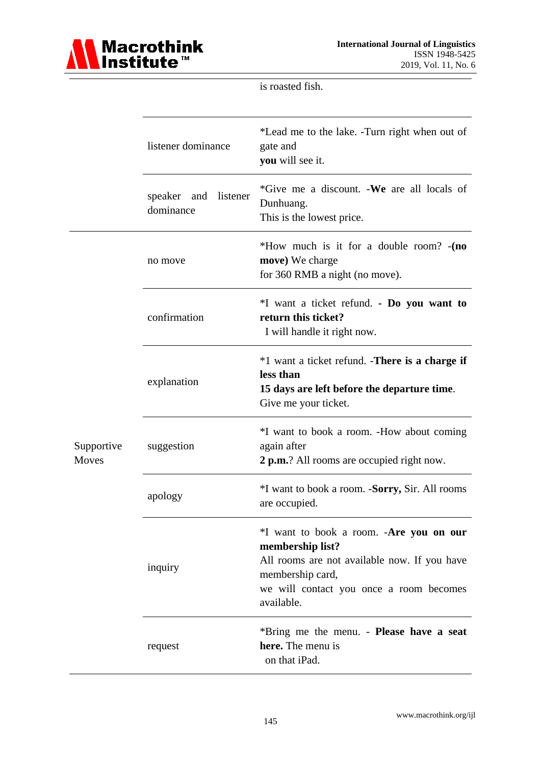| | | is roasted fish. |
|---|---|---|
| | listener dominance | *Lead me to the lake. -Turn right when out of gate and **you** will see it. |
| | speaker and listener dominance | *Give me a discount. -**We** are all locals of Dunhuang. This is the lowest price. |
| Supportive Moves | no move | *How much is it for a double room? -**(no move)** We charge for 360 RMB a night (no move). |
| | confirmation | *I want a ticket refund. - **Do you want to return this ticket?** I will handle it right now. |
| | explanation | *1 want a ticket refund. -**There is a charge if less than 15 days are left before the departure time**. Give me your ticket. |
| | suggestion | *I want to book a room. -How about coming again after **2 p.m.**? All rooms are occupied right now. |
| | apology | *I want to book a room. -**Sorry,** Sir. All rooms are occupied. |
| | inquiry | *I want to book a room. -**Are you on our membership list?** All rooms are not available now. If you have membership card, we will contact you once a room becomes available. |
| | request | *Bring me the menu. - **Please have a seat here.** The menu is on that iPad. |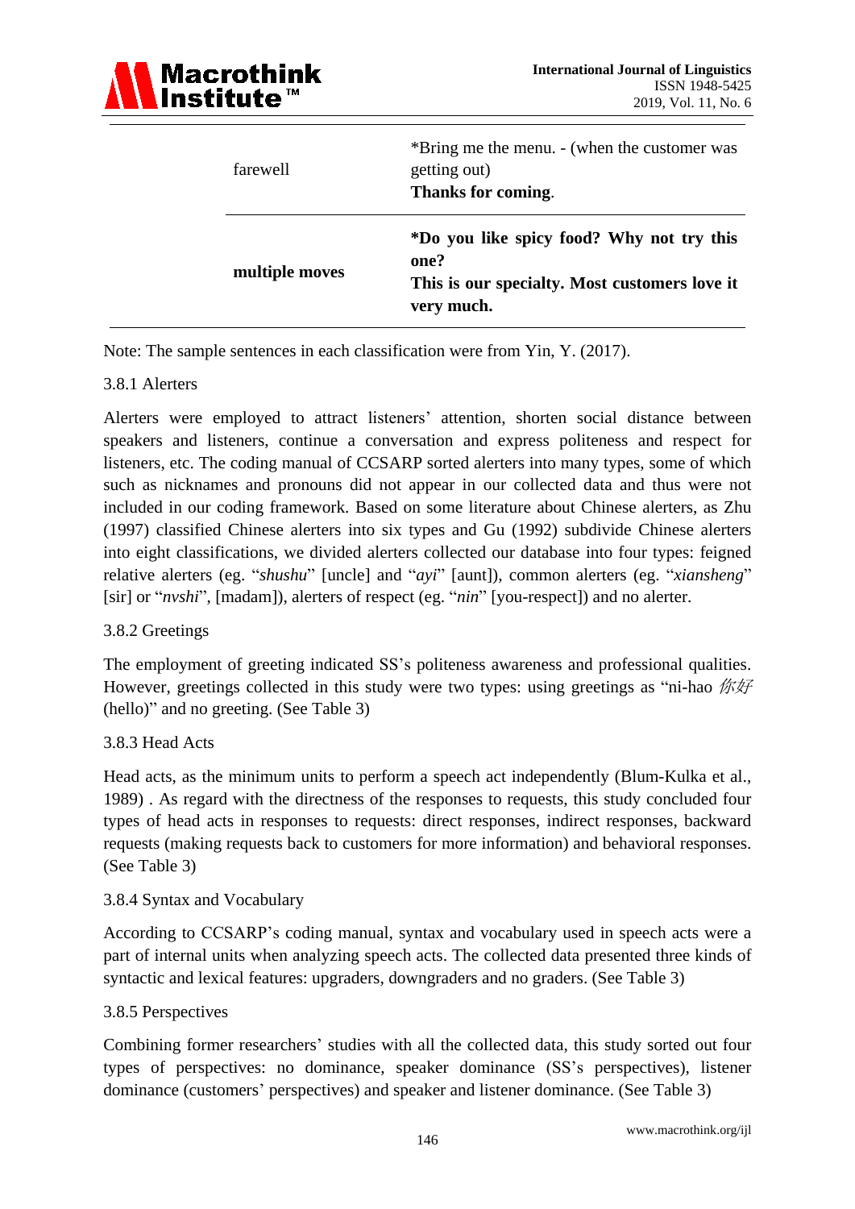| | |
|---|---|
| farewell | *Bring me the menu. - (when the customer was getting out)<br>**Thanks for coming**. |
| **multiple moves** | ***Do you like spicy food? Why not try this one?**<br>**This is our specialty. Most customers love it very much.** |

Note: The sample sentences in each classification were from Yin, Y. (2017).

#### 3.8.1 Alerters

Alerters were employed to attract listeners' attention, shorten social distance between speakers and listeners, continue a conversation and express politeness and respect for listeners, etc. The coding manual of CCSARP sorted alerters into many types, some of which such as nicknames and pronouns did not appear in our collected data and thus were not included in our coding framework. Based on some literature about Chinese alerters, as Zhu (1997) classified Chinese alerters into six types and Gu (1992) subdivide Chinese alerters into eight classifications, we divided alerters collected our database into four types: feigned relative alerters (eg. "*shushu*" [uncle] and "*ayi*" [aunt]), common alerters (eg. "*xiansheng*" [sir] or "*nvshi*", [madam]), alerters of respect (eg. "*nin*" [you-respect]) and no alerter.

#### 3.8.2 Greetings

The employment of greeting indicated SS's politeness awareness and professional qualities. However, greetings collected in this study were two types: using greetings as "ni-hao *你好* (hello)" and no greeting. (See Table 3)

#### 3.8.3 Head Acts

Head acts, as the minimum units to perform a speech act independently (Blum-Kulka et al., 1989) . As regard with the directness of the responses to requests, this study concluded four types of head acts in responses to requests: direct responses, indirect responses, backward requests (making requests back to customers for more information) and behavioral responses. (See Table 3)

#### 3.8.4 Syntax and Vocabulary

According to CCSARP's coding manual, syntax and vocabulary used in speech acts were a part of internal units when analyzing speech acts. The collected data presented three kinds of syntactic and lexical features: upgraders, downgraders and no graders. (See Table 3)

#### 3.8.5 Perspectives

Combining former researchers' studies with all the collected data, this study sorted out four types of perspectives: no dominance, speaker dominance (SS's perspectives), listener dominance (customers' perspectives) and speaker and listener dominance. (See Table 3)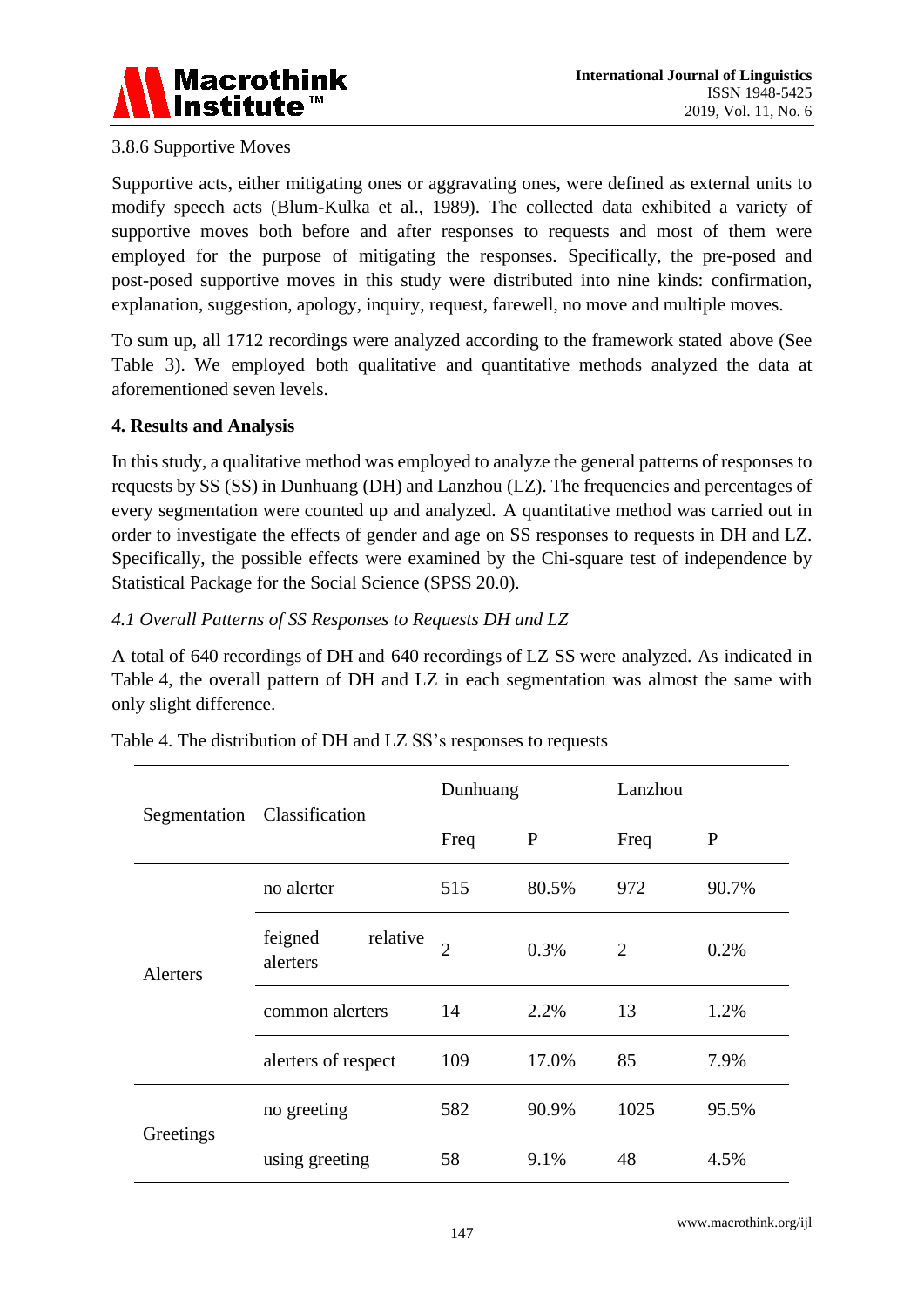3.8.6 Supportive Moves

Supportive acts, either mitigating ones or aggravating ones, were defined as external units to modify speech acts (Blum-Kulka et al., 1989). The collected data exhibited a variety of supportive moves both before and after responses to requests and most of them were employed for the purpose of mitigating the responses. Specifically, the pre-posed and post-posed supportive moves in this study were distributed into nine kinds: confirmation, explanation, suggestion, apology, inquiry, request, farewell, no move and multiple moves.

To sum up, all 1712 recordings were analyzed according to the framework stated above (See Table 3). We employed both qualitative and quantitative methods analyzed the data at aforementioned seven levels.

## 4. Results and Analysis

In this study, a qualitative method was employed to analyze the general patterns of responses to requests by SS (SS) in Dunhuang (DH) and Lanzhou (LZ). The frequencies and percentages of every segmentation were counted up and analyzed. A quantitative method was carried out in order to investigate the effects of gender and age on SS responses to requests in DH and LZ. Specifically, the possible effects were examined by the Chi-square test of independence by Statistical Package for the Social Science (SPSS 20.0).

### *4.1 Overall Patterns of SS Responses to Requests DH and LZ*

A total of 640 recordings of DH and 640 recordings of LZ SS were analyzed. As indicated in Table 4, the overall pattern of DH and LZ in each segmentation was almost the same with only slight difference.

Table 4. The distribution of DH and LZ SS's responses to requests

| Segmentation | Classification | Dunhuang | | Lanzhou | |
|---|---|---|---|---|---|
| | | Freq | P | Freq | P |
| Alerters | no alerter | 515 | 80.5% | 972 | 90.7% |
| | feigned relative alerters | 2 | 0.3% | 2 | 0.2% |
| | common alerters | 14 | 2.2% | 13 | 1.2% |
| | alerters of respect | 109 | 17.0% | 85 | 7.9% |
| Greetings | no greeting | 582 | 90.9% | 1025 | 95.5% |
| | using greeting | 58 | 9.1% | 48 | 4.5% |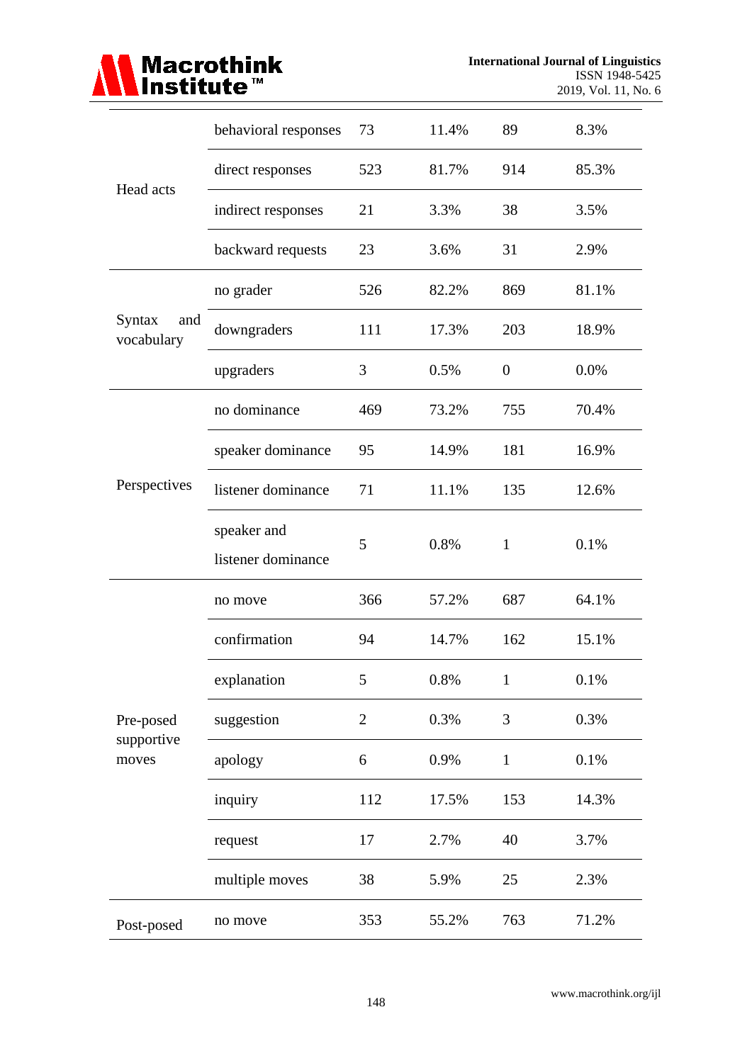| | | | | | |
|---|---|---|---|---|---|
| Head acts | behavioral responses | 73 | 11.4% | 89 | 8.3% |
| | direct responses | 523 | 81.7% | 914 | 85.3% |
| | indirect responses | 21 | 3.3% | 38 | 3.5% |
| | backward requests | 23 | 3.6% | 31 | 2.9% |
| Syntax and vocabulary | no grader | 526 | 82.2% | 869 | 81.1% |
| | downgraders | 111 | 17.3% | 203 | 18.9% |
| | upgraders | 3 | 0.5% | 0 | 0.0% |
| Perspectives | no dominance | 469 | 73.2% | 755 | 70.4% |
| | speaker dominance | 95 | 14.9% | 181 | 16.9% |
| | listener dominance | 71 | 11.1% | 135 | 12.6% |
| | speaker and listener dominance | 5 | 0.8% | 1 | 0.1% |
| Pre-posed supportive moves | no move | 366 | 57.2% | 687 | 64.1% |
| | confirmation | 94 | 14.7% | 162 | 15.1% |
| | explanation | 5 | 0.8% | 1 | 0.1% |
| | suggestion | 2 | 0.3% | 3 | 0.3% |
| | apology | 6 | 0.9% | 1 | 0.1% |
| | inquiry | 112 | 17.5% | 153 | 14.3% |
| | request | 17 | 2.7% | 40 | 3.7% |
| | multiple moves | 38 | 5.9% | 25 | 2.3% |
| Post-posed | no move | 353 | 55.2% | 763 | 71.2% |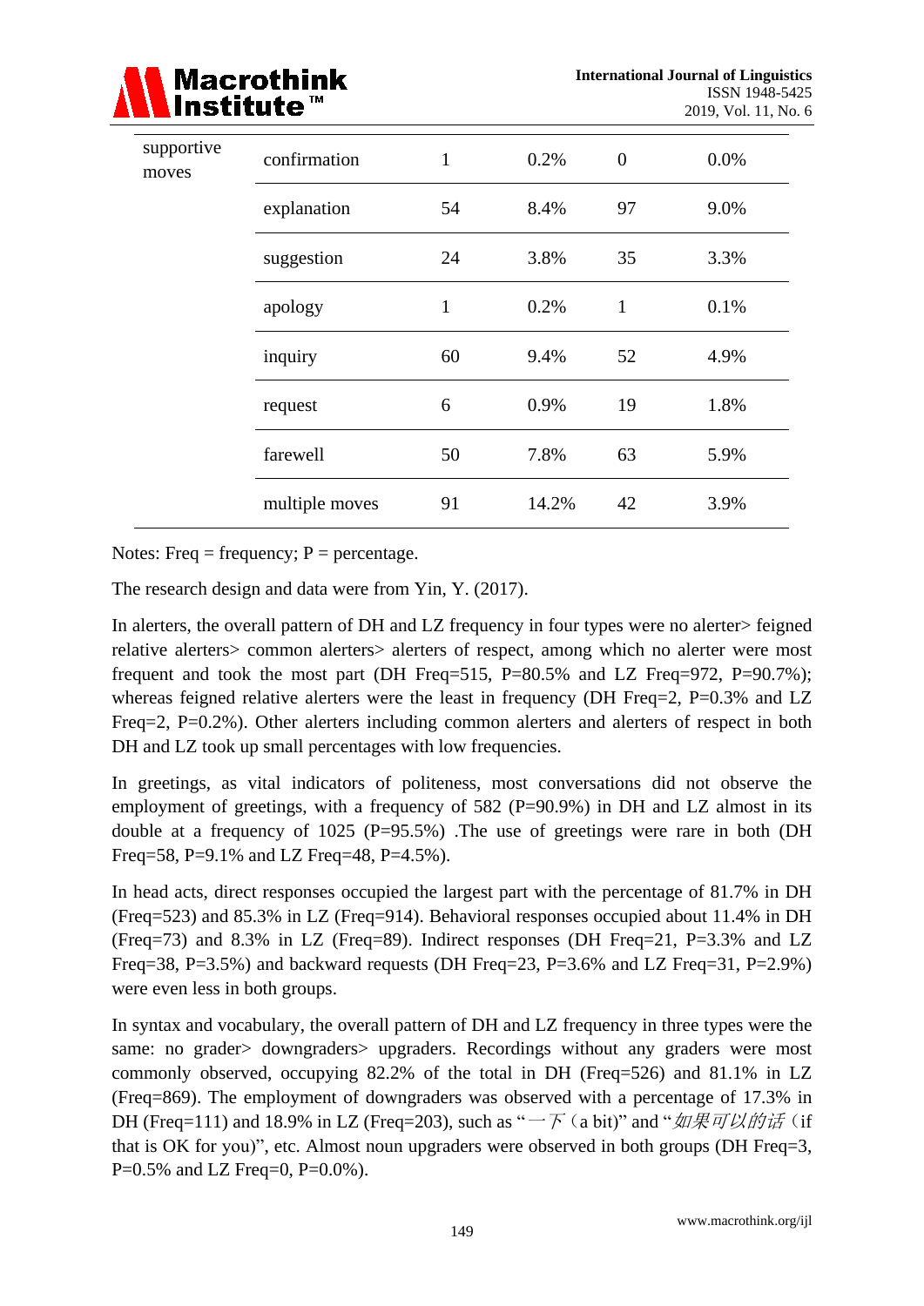| | | | | | |
|---|---|---|---|---|---|
| supportive moves | confirmation | 1 | 0.2% | 0 | 0.0% |
| | explanation | 54 | 8.4% | 97 | 9.0% |
| | suggestion | 24 | 3.8% | 35 | 3.3% |
| | apology | 1 | 0.2% | 1 | 0.1% |
| | inquiry | 60 | 9.4% | 52 | 4.9% |
| | request | 6 | 0.9% | 19 | 1.8% |
| | farewell | 50 | 7.8% | 63 | 5.9% |
| | multiple moves | 91 | 14.2% | 42 | 3.9% |

Notes: Freq = frequency; P = percentage.

The research design and data were from Yin, Y. (2017).

In alerters, the overall pattern of DH and LZ frequency in four types were no alerter> feigned relative alerters> common alerters> alerters of respect, among which no alerter were most frequent and took the most part (DH Freq=515, P=80.5% and LZ Freq=972, P=90.7%); whereas feigned relative alerters were the least in frequency (DH Freq=2, P=0.3% and LZ Freq=2, P=0.2%). Other alerters including common alerters and alerters of respect in both DH and LZ took up small percentages with low frequencies.

In greetings, as vital indicators of politeness, most conversations did not observe the employment of greetings, with a frequency of 582 (P=90.9%) in DH and LZ almost in its double at a frequency of 1025 (P=95.5%) .The use of greetings were rare in both (DH Freq=58, P=9.1% and LZ Freq=48, P=4.5%).

In head acts, direct responses occupied the largest part with the percentage of 81.7% in DH (Freq=523) and 85.3% in LZ (Freq=914). Behavioral responses occupied about 11.4% in DH (Freq=73) and 8.3% in LZ (Freq=89). Indirect responses (DH Freq=21, P=3.3% and LZ Freq=38, P=3.5%) and backward requests (DH Freq=23, P=3.6% and LZ Freq=31, P=2.9%) were even less in both groups.

In syntax and vocabulary, the overall pattern of DH and LZ frequency in three types were the same: no grader> downgraders> upgraders. Recordings without any graders were most commonly observed, occupying 82.2% of the total in DH (Freq=526) and 81.1% in LZ (Freq=869). The employment of downgraders was observed with a percentage of 17.3% in DH (Freq=111) and 18.9% in LZ (Freq=203), such as "*一下*（a bit)" and "*如果可以的话*（if that is OK for you)", etc. Almost noun upgraders were observed in both groups (DH Freq=3, P=0.5% and LZ Freq=0, P=0.0%).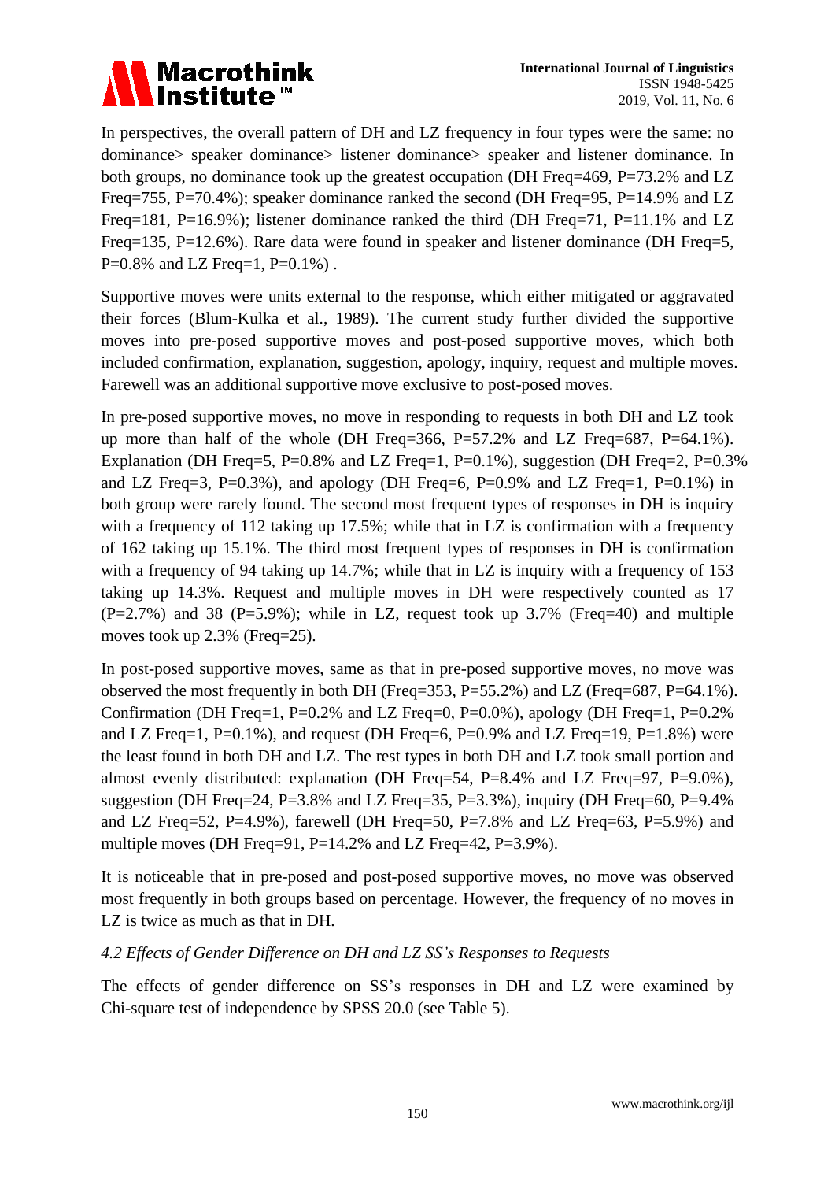In perspectives, the overall pattern of DH and LZ frequency in four types were the same: no dominance> speaker dominance> listener dominance> speaker and listener dominance. In both groups, no dominance took up the greatest occupation (DH Freq=469, P=73.2% and LZ Freq=755, P=70.4%); speaker dominance ranked the second (DH Freq=95, P=14.9% and LZ Freq=181, P=16.9%); listener dominance ranked the third (DH Freq=71, P=11.1% and LZ Freq=135, P=12.6%). Rare data were found in speaker and listener dominance (DH Freq=5, P=0.8% and LZ Freq=1, P=0.1%) .

Supportive moves were units external to the response, which either mitigated or aggravated their forces (Blum-Kulka et al., 1989). The current study further divided the supportive moves into pre-posed supportive moves and post-posed supportive moves, which both included confirmation, explanation, suggestion, apology, inquiry, request and multiple moves. Farewell was an additional supportive move exclusive to post-posed moves.

In pre-posed supportive moves, no move in responding to requests in both DH and LZ took up more than half of the whole (DH Freq=366, P=57.2% and LZ Freq=687, P=64.1%). Explanation (DH Freq=5, P=0.8% and LZ Freq=1, P=0.1%), suggestion (DH Freq=2, P=0.3% and LZ Freq=3, P=0.3%), and apology (DH Freq=6, P=0.9% and LZ Freq=1, P=0.1%) in both group were rarely found. The second most frequent types of responses in DH is inquiry with a frequency of 112 taking up 17.5%; while that in LZ is confirmation with a frequency of 162 taking up 15.1%. The third most frequent types of responses in DH is confirmation with a frequency of 94 taking up 14.7%; while that in LZ is inquiry with a frequency of 153 taking up 14.3%. Request and multiple moves in DH were respectively counted as 17 (P=2.7%) and 38 (P=5.9%); while in LZ, request took up 3.7% (Freq=40) and multiple moves took up 2.3% (Freq=25).

In post-posed supportive moves, same as that in pre-posed supportive moves, no move was observed the most frequently in both DH (Freq=353, P=55.2%) and LZ (Freq=687, P=64.1%). Confirmation (DH Freq=1, P=0.2% and LZ Freq=0, P=0.0%), apology (DH Freq=1, P=0.2% and LZ Freq=1, P=0.1%), and request (DH Freq=6, P=0.9% and LZ Freq=19, P=1.8%) were the least found in both DH and LZ. The rest types in both DH and LZ took small portion and almost evenly distributed: explanation (DH Freq=54, P=8.4% and LZ Freq=97, P=9.0%), suggestion (DH Freq=24, P=3.8% and LZ Freq=35, P=3.3%), inquiry (DH Freq=60, P=9.4% and LZ Freq=52, P=4.9%), farewell (DH Freq=50, P=7.8% and LZ Freq=63, P=5.9%) and multiple moves (DH Freq=91, P=14.2% and LZ Freq=42, P=3.9%).

It is noticeable that in pre-posed and post-posed supportive moves, no move was observed most frequently in both groups based on percentage. However, the frequency of no moves in LZ is twice as much as that in DH.

### *4.2 Effects of Gender Difference on DH and LZ SS's Responses to Requests*

The effects of gender difference on SS's responses in DH and LZ were examined by Chi-square test of independence by SPSS 20.0 (see Table 5).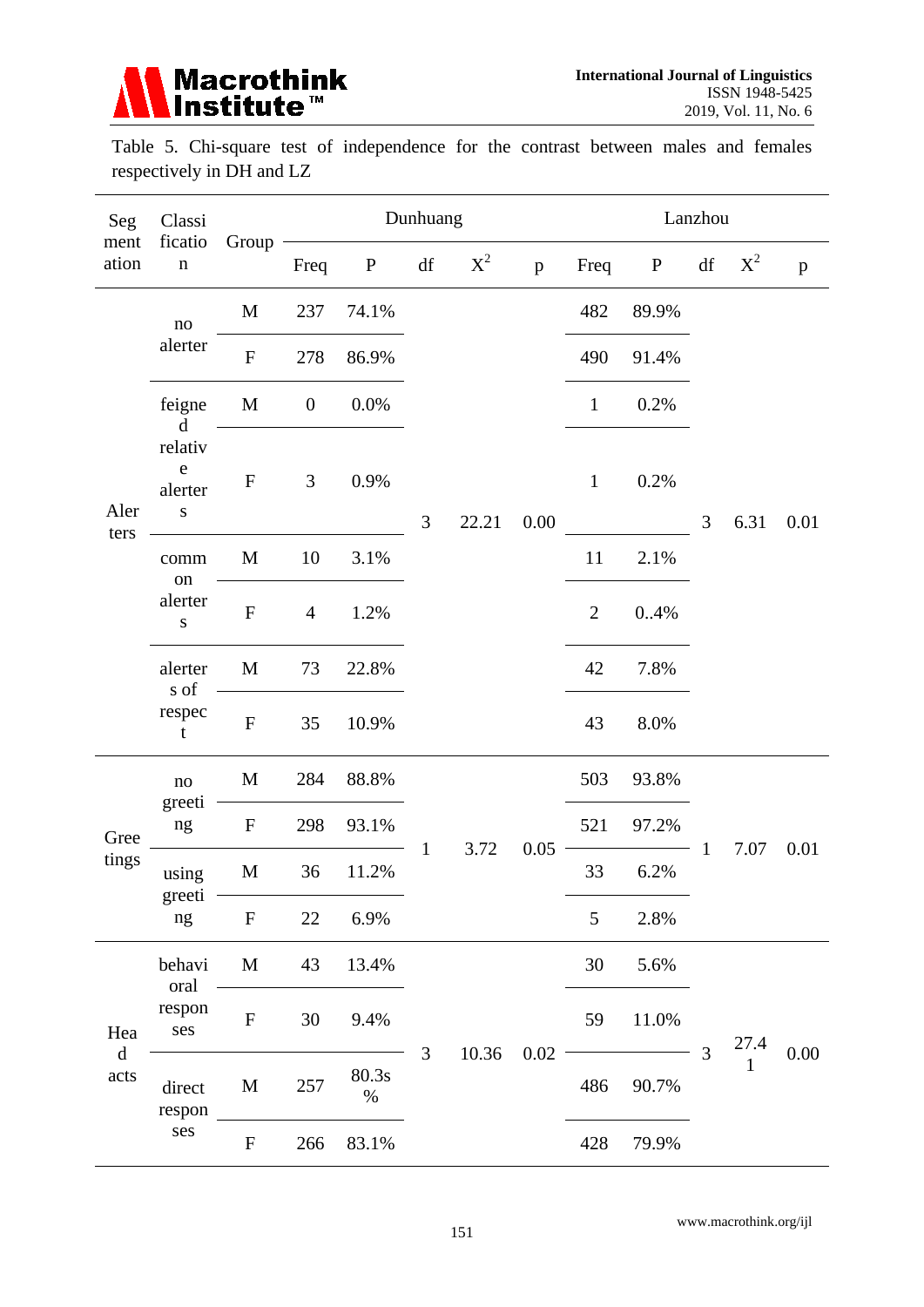Table 5. Chi-square test of independence for the contrast between males and females respectively in DH and LZ

| Segmentation | Classification | Group | Dunhuang | | | | | Lanzhou | | | | |
|---|---|---|---|---|---|---|---|---|---|---|---|---|
| | | | Freq | P | df | $X^2$ | p | Freq | P | df | $X^2$ | p |
| Alerters | no alerter | M | 237 | 74.1% | 3 | 22.21 | 0.00 | 482 | 89.9% | 3 | 6.31 | 0.01 |
| | | F | 278 | 86.9% | | | | 490 | 91.4% | | | |
| | feigned relative alerters | M | 0 | 0.0% | | | | 1 | 0.2% | | | |
| | | F | 3 | 0.9% | | | | 1 | 0.2% | | | |
| | common alerters | M | 10 | 3.1% | | | | 11 | 2.1% | | | |
| | | F | 4 | 1.2% | | | | 2 | 0..4% | | | |
| | alerters of respect | M | 73 | 22.8% | | | | 42 | 7.8% | | | |
| | | F | 35 | 10.9% | | | | 43 | 8.0% | | | |
| Greetings | no greeting | M | 284 | 88.8% | 1 | 3.72 | 0.05 | 503 | 93.8% | 1 | 7.07 | 0.01 |
| | | F | 298 | 93.1% | | | | 521 | 97.2% | | | |
| | using greeting | M | 36 | 11.2% | | | | 33 | 6.2% | | | |
| | | F | 22 | 6.9% | | | | 5 | 2.8% | | | |
| Head acts | behavioral responses | M | 43 | 13.4% | 3 | 10.36 | 0.02 | 30 | 5.6% | 3 | 27.41 | 0.00 |
| | | F | 30 | 9.4% | | | | 59 | 11.0% | | | |
| | direct responses | M | 257 | 80.3s % | | | | 486 | 90.7% | | | |
| | | F | 266 | 83.1% | | | | 428 | 79.9% | | | |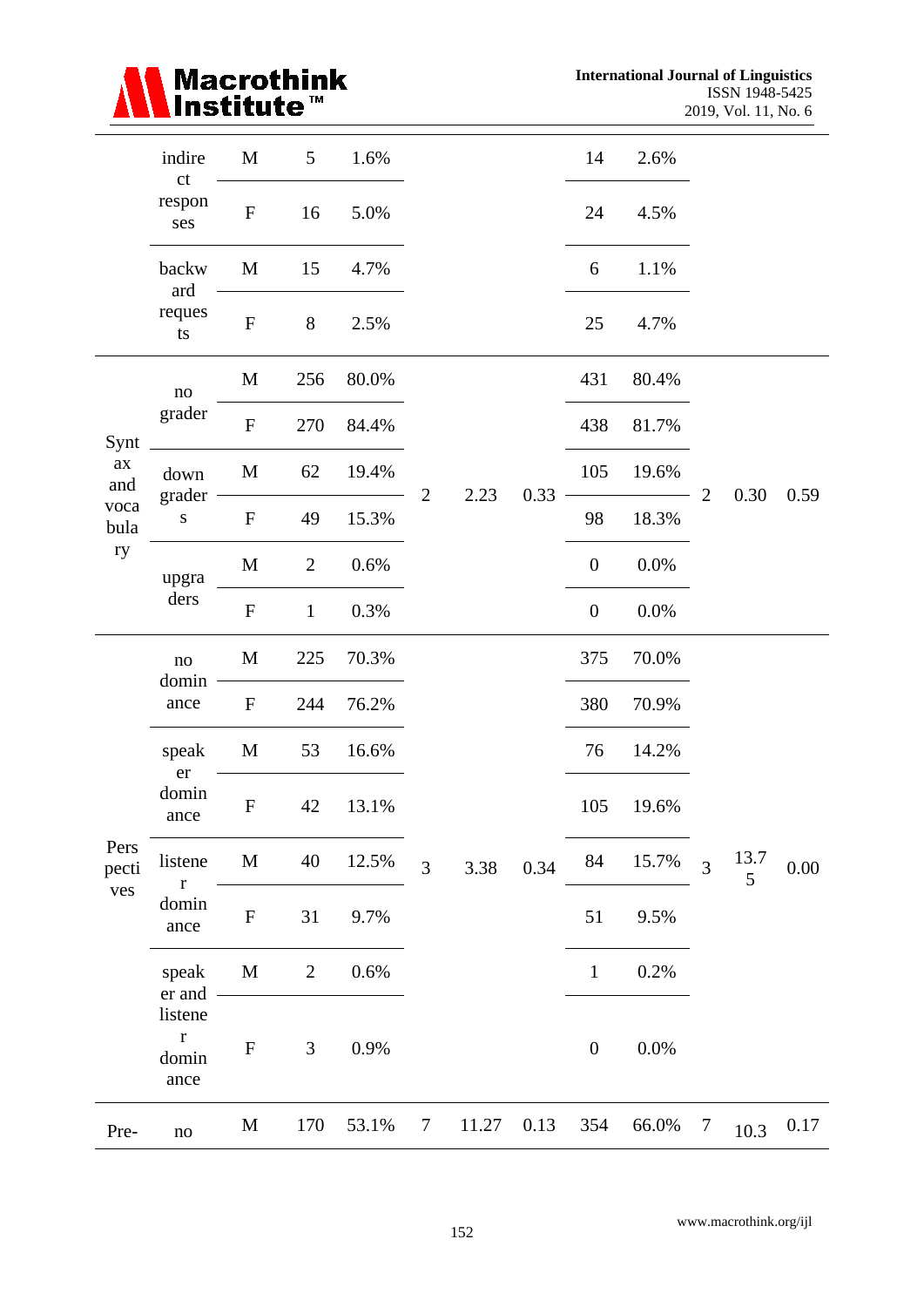| | indirect responses | M | 5 | 1.6% | | | | 14 | 2.6% | | | |
|---|---|---|---|---|---|---|---|---|---|---|---|---|
| | | F | 16 | 5.0% | | | | 24 | 4.5% | | | |
| | backward requests | M | 15 | 4.7% | | | | 6 | 1.1% | | | |
| | | F | 8 | 2.5% | | | | 25 | 4.7% | | | |
| Syntax and vocabulary | no grader | M | 256 | 80.0% | 2 | 2.23 | 0.33 | 431 | 80.4% | 2 | 0.30 | 0.59 |
| | | F | 270 | 84.4% | | | | 438 | 81.7% | | | |
| | downgraders | M | 62 | 19.4% | | | | 105 | 19.6% | | | |
| | | F | 49 | 15.3% | | | | 98 | 18.3% | | | |
| | upgraders | M | 2 | 0.6% | | | | 0 | 0.0% | | | |
| | | F | 1 | 0.3% | | | | 0 | 0.0% | | | |
| Perspectives | no dominance | M | 225 | 70.3% | 3 | 3.38 | 0.34 | 375 | 70.0% | 3 | 13.75 | 0.00 |
| | | F | 244 | 76.2% | | | | 380 | 70.9% | | | |
| | speaker dominance | M | 53 | 16.6% | | | | 76 | 14.2% | | | |
| | | F | 42 | 13.1% | | | | 105 | 19.6% | | | |
| | listener dominance | M | 40 | 12.5% | | | | 84 | 15.7% | | | |
| | | F | 31 | 9.7% | | | | 51 | 9.5% | | | |
| | speaker and listener dominance | M | 2 | 0.6% | | | | 1 | 0.2% | | | |
| | | F | 3 | 0.9% | | | | 0 | 0.0% | | | |
| Pre- | no | M | 170 | 53.1% | 7 | 11.27 | 0.13 | 354 | 66.0% | 7 | 10.3 | 0.17 |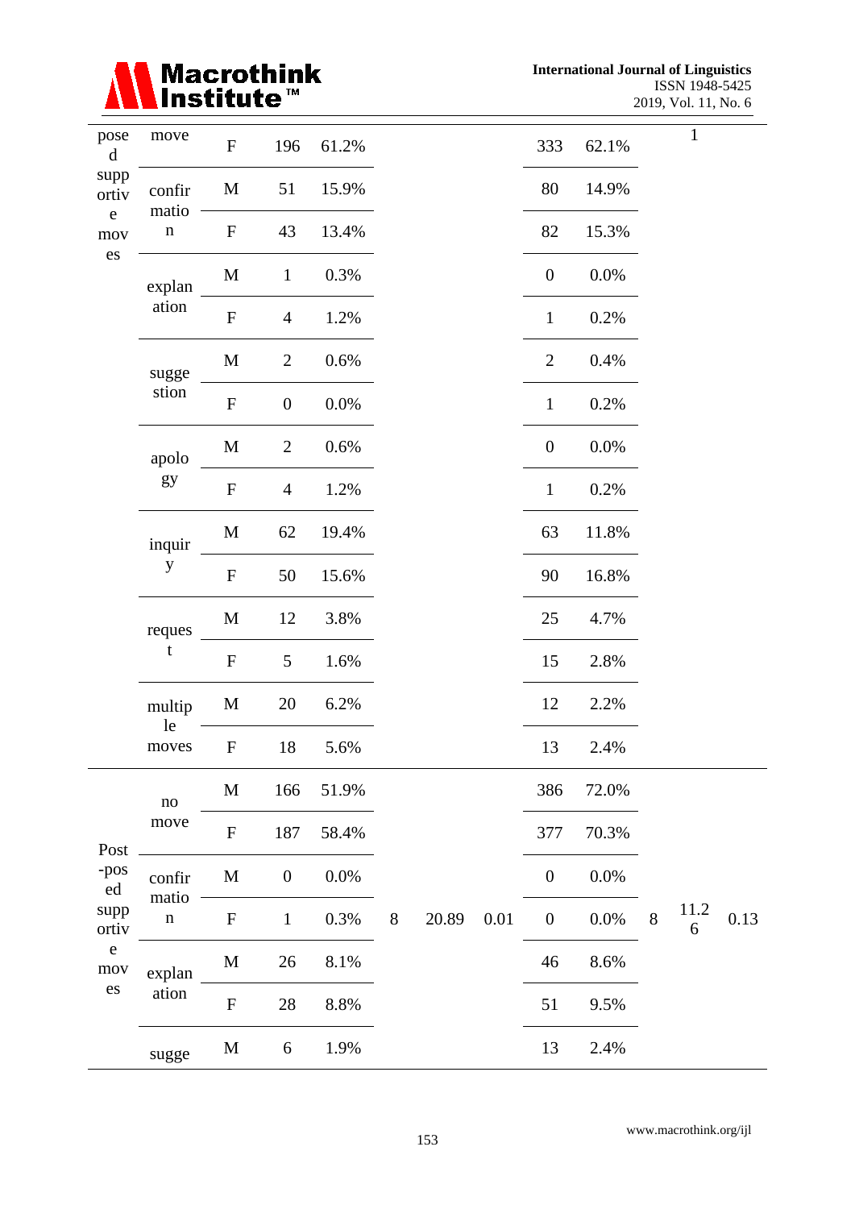| | | | | | | | | | | | | |
|---|---|---|---|---|---|---|---|---|---|---|---|---|
| posed supportive moves | move | F | 196 | 61.2% | | | | 333 | 62.1% | | 1 | |
| | confirmation | M | 51 | 15.9% | | | | 80 | 14.9% | | | |
| | | F | 43 | 13.4% | | | | 82 | 15.3% | | | |
| | explanation | M | 1 | 0.3% | | | | 0 | 0.0% | | | |
| | | F | 4 | 1.2% | | | | 1 | 0.2% | | | |
| | suggestion | M | 2 | 0.6% | | | | 2 | 0.4% | | | |
| | | F | 0 | 0.0% | | | | 1 | 0.2% | | | |
| | apology | M | 2 | 0.6% | | | | 0 | 0.0% | | | |
| | | F | 4 | 1.2% | | | | 1 | 0.2% | | | |
| | inquiry | M | 62 | 19.4% | | | | 63 | 11.8% | | | |
| | | F | 50 | 15.6% | | | | 90 | 16.8% | | | |
| | request | M | 12 | 3.8% | | | | 25 | 4.7% | | | |
| | | F | 5 | 1.6% | | | | 15 | 2.8% | | | |
| | multiple moves | M | 20 | 6.2% | | | | 12 | 2.2% | | | |
| | | F | 18 | 5.6% | | | | 13 | 2.4% | | | |
| Post-posed supportive moves | no move | M | 166 | 51.9% | | | | 386 | 72.0% | | | |
| | | F | 187 | 58.4% | | | | 377 | 70.3% | | | |
| | confirmation | M | 0 | 0.0% | | | | 0 | 0.0% | | | |
| | | F | 1 | 0.3% | 8 | 20.89 | 0.01 | 0 | 0.0% | 8 | 11.26 | 0.13 |
| | explanation | M | 26 | 8.1% | | | | 46 | 8.6% | | | |
| | | F | 28 | 8.8% | | | | 51 | 9.5% | | | |
| | sugge | M | 6 | 1.9% | | | | 13 | 2.4% | | | |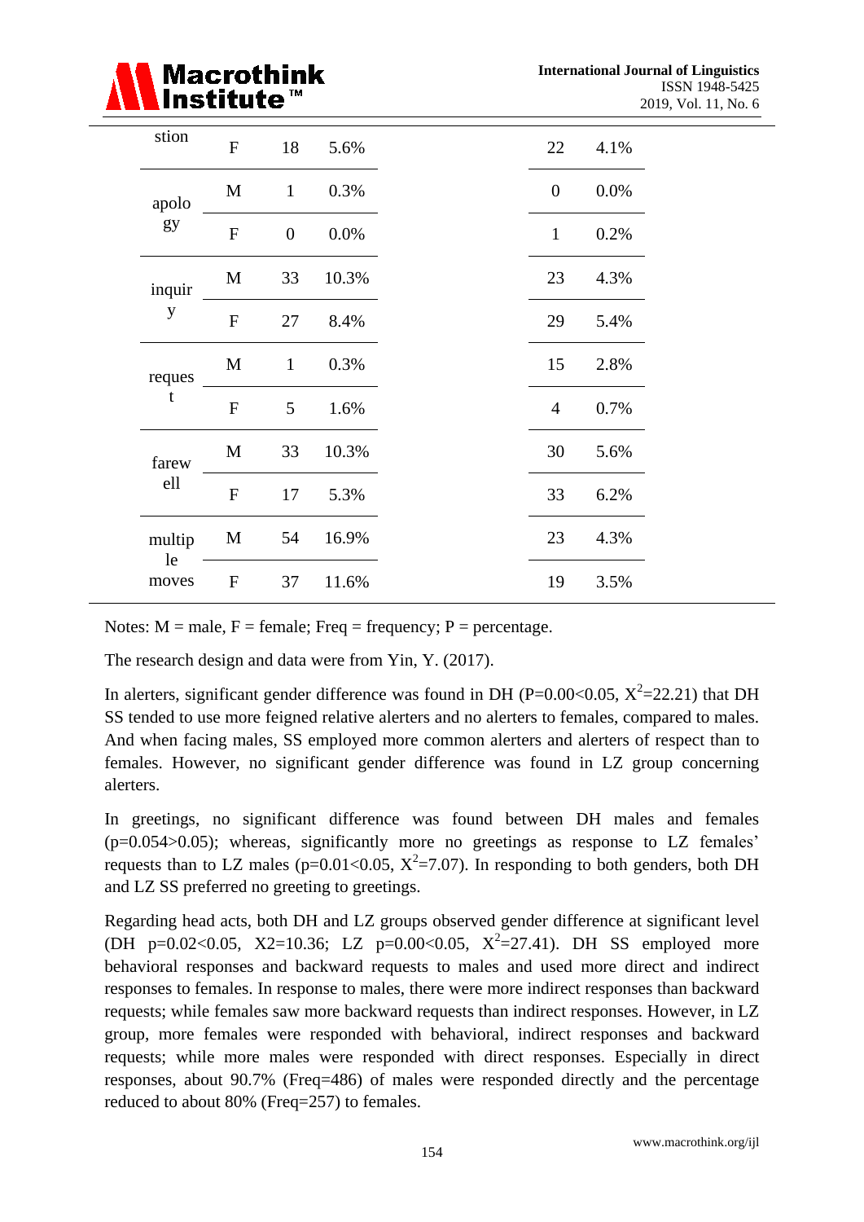| stion | F | 18 | 5.6% | | 22 | 4.1% |
|---|---|---|---|---|---|---|
| apology | M | 1 | 0.3% | | 0 | 0.0% |
| | F | 0 | 0.0% | | 1 | 0.2% |
| inquiry | M | 33 | 10.3% | | 23 | 4.3% |
| | F | 27 | 8.4% | | 29 | 5.4% |
| request | M | 1 | 0.3% | | 15 | 2.8% |
| | F | 5 | 1.6% | | 4 | 0.7% |
| farewell | M | 33 | 10.3% | | 30 | 5.6% |
| | F | 17 | 5.3% | | 33 | 6.2% |
| multiple moves | M | 54 | 16.9% | | 23 | 4.3% |
| | F | 37 | 11.6% | | 19 | 3.5% |

Notes: M = male, F = female; Freq = frequency; P = percentage.

The research design and data were from Yin, Y. (2017).

In alerters, significant gender difference was found in DH ($P=0.00<0.05$, $X^2=22.21$) that DH SS tended to use more feigned relative alerters and no alerters to females, compared to males. And when facing males, SS employed more common alerters and alerters of respect than to females. However, no significant gender difference was found in LZ group concerning alerters.

In greetings, no significant difference was found between DH males and females ($p=0.054>0.05$); whereas, significantly more no greetings as response to LZ females' requests than to LZ males ($p=0.01<0.05$, $X^2=7.07$). In responding to both genders, both DH and LZ SS preferred no greeting to greetings.

Regarding head acts, both DH and LZ groups observed gender difference at significant level (DH $p=0.02<0.05$, $X2=10.36$; LZ $p=0.00<0.05$, $X^2=27.41$). DH SS employed more behavioral responses and backward requests to males and used more direct and indirect responses to females. In response to males, there were more indirect responses than backward requests; while females saw more backward requests than indirect responses. However, in LZ group, more females were responded with behavioral, indirect responses and backward requests; while more males were responded with direct responses. Especially in direct responses, about 90.7% (Freq=486) of males were responded directly and the percentage reduced to about 80% (Freq=257) to females.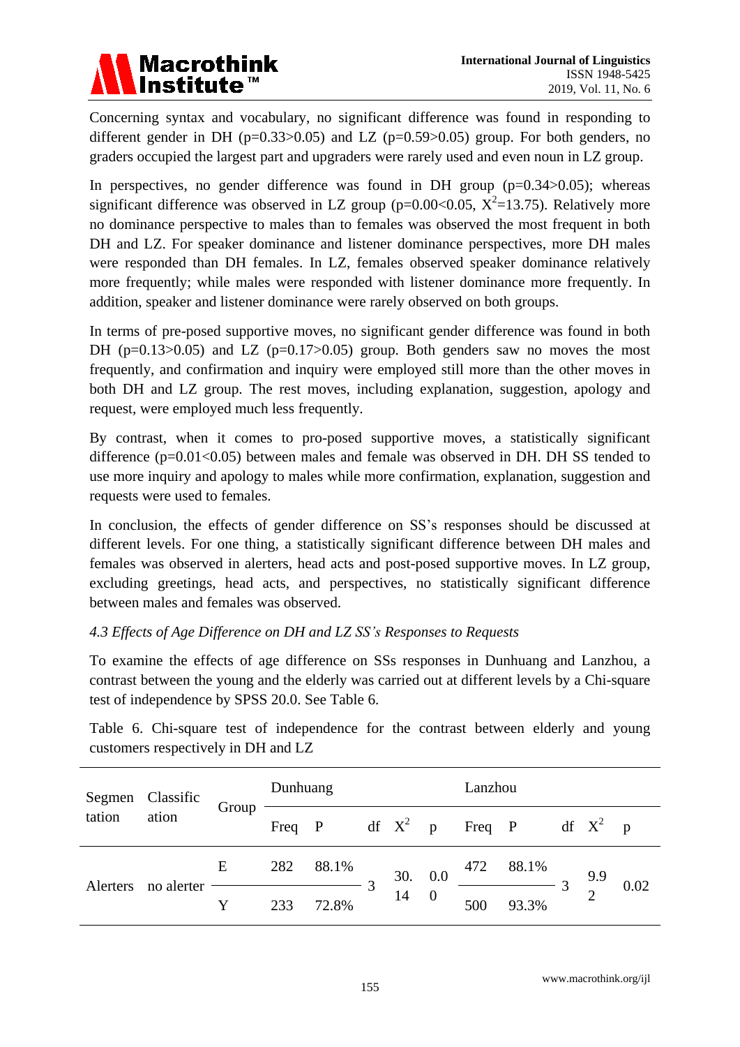Concerning syntax and vocabulary, no significant difference was found in responding to different gender in DH ($p=0.33>0.05$) and LZ ($p=0.59>0.05$) group. For both genders, no graders occupied the largest part and upgraders were rarely used and even noun in LZ group.

In perspectives, no gender difference was found in DH group ($p=0.34>0.05$); whereas significant difference was observed in LZ group ($p=0.00<0.05$, $X^2=13.75$). Relatively more no dominance perspective to males than to females was observed the most frequent in both DH and LZ. For speaker dominance and listener dominance perspectives, more DH males were responded than DH females. In LZ, females observed speaker dominance relatively more frequently; while males were responded with listener dominance more frequently. In addition, speaker and listener dominance were rarely observed on both groups.

In terms of pre-posed supportive moves, no significant gender difference was found in both DH ($p=0.13>0.05$) and LZ ($p=0.17>0.05$) group. Both genders saw no moves the most frequently, and confirmation and inquiry were employed still more than the other moves in both DH and LZ group. The rest moves, including explanation, suggestion, apology and request, were employed much less frequently.

By contrast, when it comes to pro-posed supportive moves, a statistically significant difference ($p=0.01<0.05$) between males and female was observed in DH. DH SS tended to use more inquiry and apology to males while more confirmation, explanation, suggestion and requests were used to females.

In conclusion, the effects of gender difference on SS's responses should be discussed at different levels. For one thing, a statistically significant difference between DH males and females was observed in alerters, head acts and post-posed supportive moves. In LZ group, excluding greetings, head acts, and perspectives, no statistically significant difference between males and females was observed.

### *4.3 Effects of Age Difference on DH and LZ SS's Responses to Requests*

To examine the effects of age difference on SSs responses in Dunhuang and Lanzhou, a contrast between the young and the elderly was carried out at different levels by a Chi-square test of independence by SPSS 20.0. See Table 6.

Table 6. Chi-square test of independence for the contrast between elderly and young customers respectively in DH and LZ

| Segmentation | Classification | Group | Dunhuang | | | | | Lanzhou | | | | |
|---|---|---|---|---|---|---|---|---|---|---|---|---|
| | | | Freq | P | df | $X^2$ | p | Freq | P | df | $X^2$ | p |
| Alerters | no alerter | E | 282 | 88.1% | 3 | 30.14 | 0.00 | 472 | 88.1% | 3 | 9.92 | 0.02 |
| | | Y | 233 | 72.8% | | | | 500 | 93.3% | | | |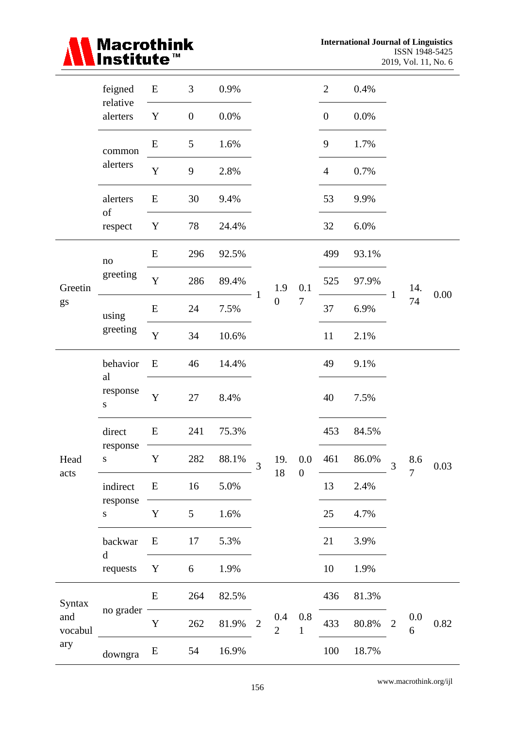|  | feigned relative alerters | E | 3 | 0.9% |  |  |  | 2 | 0.4% |  |  |  |
|---|---|---|---|---|---|---|---|---|---|---|---|---|
|  |  | Y | 0 | 0.0% |  |  |  | 0 | 0.0% |  |  |  |
|  | common alerters | E | 5 | 1.6% |  |  |  | 9 | 1.7% |  |  |  |
|  |  | Y | 9 | 2.8% |  |  |  | 4 | 0.7% |  |  |  |
|  | alerters of respect | E | 30 | 9.4% |  |  |  | 53 | 9.9% |  |  |  |
|  |  | Y | 78 | 24.4% |  |  |  | 32 | 6.0% |  |  |  |
| Greetings | no greeting | E | 296 | 92.5% | 1 | 1.90 | 0.17 | 499 | 93.1% | 1 | 14.74 | 0.00 |
|  |  | Y | 286 | 89.4% |  |  |  | 525 | 97.9% |  |  |  |
|  | using greeting | E | 24 | 7.5% |  |  |  | 37 | 6.9% |  |  |  |
|  |  | Y | 34 | 10.6% |  |  |  | 11 | 2.1% |  |  |  |
| Head acts | behavioral responses | E | 46 | 14.4% | 3 | 19.18 | 0.00 | 49 | 9.1% | 3 | 8.67 | 0.03 |
|  |  | Y | 27 | 8.4% |  |  |  | 40 | 7.5% |  |  |  |
|  | direct responses | E | 241 | 75.3% |  |  |  | 453 | 84.5% |  |  |  |
|  |  | Y | 282 | 88.1% |  |  |  | 461 | 86.0% |  |  |  |
|  | indirect responses | E | 16 | 5.0% |  |  |  | 13 | 2.4% |  |  |  |
|  |  | Y | 5 | 1.6% |  |  |  | 25 | 4.7% |  |  |  |
|  | backward requests | E | 17 | 5.3% |  |  |  | 21 | 3.9% |  |  |  |
|  |  | Y | 6 | 1.9% |  |  |  | 10 | 1.9% |  |  |  |
| Syntax and vocabulary | no grader | E | 264 | 82.5% | 2 | 0.42 | 0.81 | 436 | 81.3% | 2 | 0.06 | 0.82 |
|  |  | Y | 262 | 81.9% |  |  |  | 433 | 80.8% |  |  |  |
|  | downgra | E | 54 | 16.9% |  |  |  | 100 | 18.7% |  |  |  |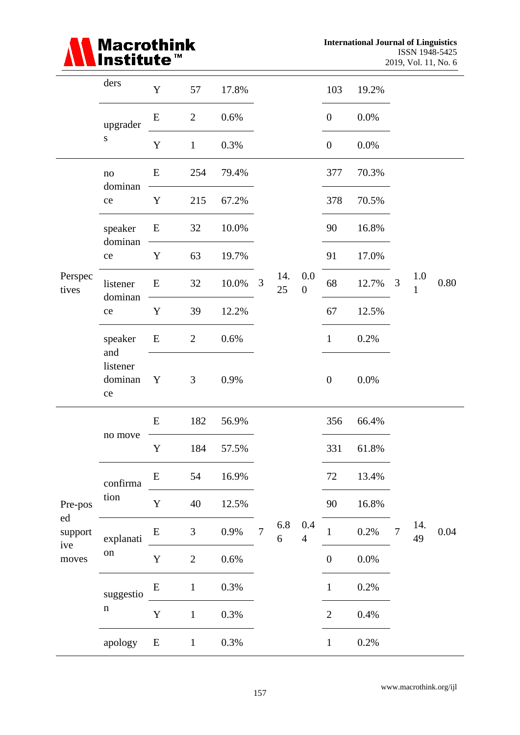| | ders | Y | 57 | 17.8% | | | | 103 | 19.2% | | | |
|---|---|---|---|---|---|---|---|---|---|---|---|---|
| | upgraders | E | 2 | 0.6% | | | | 0 | 0.0% | | | |
| | | Y | 1 | 0.3% | | | | 0 | 0.0% | | | |
| Perspectives | no dominance | E | 254 | 79.4% | 3 | 14.25 | 0.00 | 377 | 70.3% | 3 | 1.01 | 0.80 |
| | | Y | 215 | 67.2% | | | | 378 | 70.5% | | | |
| | speaker dominance | E | 32 | 10.0% | | | | 90 | 16.8% | | | |
| | | Y | 63 | 19.7% | | | | 91 | 17.0% | | | |
| | listener dominance | E | 32 | 10.0% | | | | 68 | 12.7% | | | |
| | | Y | 39 | 12.2% | | | | 67 | 12.5% | | | |
| | speaker and listener dominance | E | 2 | 0.6% | | | | 1 | 0.2% | | | |
| | | Y | 3 | 0.9% | | | | 0 | 0.0% | | | |
| Pre-posed supportive moves | no move | E | 182 | 56.9% | 7 | 6.86 | 0.44 | 356 | 66.4% | 7 | 14.49 | 0.04 |
| | | Y | 184 | 57.5% | | | | 331 | 61.8% | | | |
| | confirmation | E | 54 | 16.9% | | | | 72 | 13.4% | | | |
| | | Y | 40 | 12.5% | | | | 90 | 16.8% | | | |
| | explanation | E | 3 | 0.9% | | | | 1 | 0.2% | | | |
| | | Y | 2 | 0.6% | | | | 0 | 0.0% | | | |
| | suggestion | E | 1 | 0.3% | | | | 1 | 0.2% | | | |
| | | Y | 1 | 0.3% | | | | 2 | 0.4% | | | |
| | apology | E | 1 | 0.3% | | | | 1 | 0.2% | | | |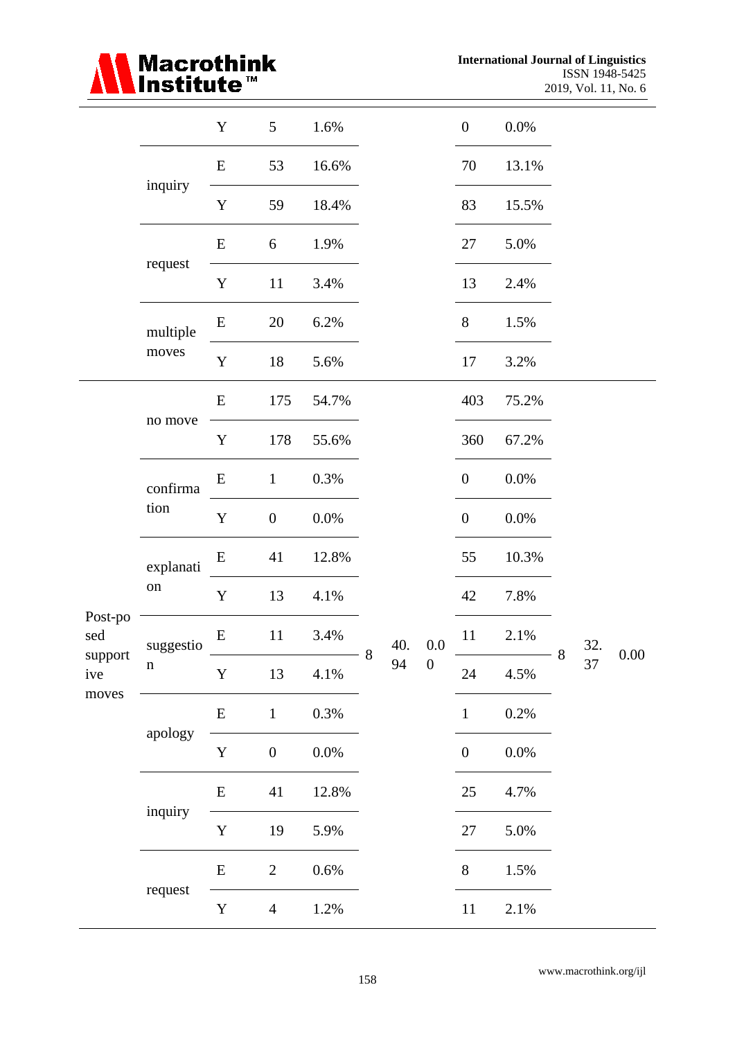| | | Y | 5 | 1.6% | | | | 0 | 0.0% | | | |
|---|---|---|---|---|---|---|---|---|---|---|---|---|
| | inquiry | E | 53 | 16.6% | | | | 70 | 13.1% | | | |
| | | Y | 59 | 18.4% | | | | 83 | 15.5% | | | |
| | request | E | 6 | 1.9% | | | | 27 | 5.0% | | | |
| | | Y | 11 | 3.4% | | | | 13 | 2.4% | | | |
| | multiple moves | E | 20 | 6.2% | | | | 8 | 1.5% | | | |
| | | Y | 18 | 5.6% | | | | 17 | 3.2% | | | |
| Post-posed supportive moves | no move | E | 175 | 54.7% | 8 | 40.94 | 0.00 | 403 | 75.2% | 8 | 32.37 | 0.00 |
| | | Y | 178 | 55.6% | | | | 360 | 67.2% | | | |
| | confirmation | E | 1 | 0.3% | | | | 0 | 0.0% | | | |
| | | Y | 0 | 0.0% | | | | 0 | 0.0% | | | |
| | explanation | E | 41 | 12.8% | | | | 55 | 10.3% | | | |
| | | Y | 13 | 4.1% | | | | 42 | 7.8% | | | |
| | suggestion | E | 11 | 3.4% | | | | 11 | 2.1% | | | |
| | | Y | 13 | 4.1% | | | | 24 | 4.5% | | | |
| | apology | E | 1 | 0.3% | | | | 1 | 0.2% | | | |
| | | Y | 0 | 0.0% | | | | 0 | 0.0% | | | |
| | inquiry | E | 41 | 12.8% | | | | 25 | 4.7% | | | |
| | | Y | 19 | 5.9% | | | | 27 | 5.0% | | | |
| | request | E | 2 | 0.6% | | | | 8 | 1.5% | | | |
| | | Y | 4 | 1.2% | | | | 11 | 2.1% | | | |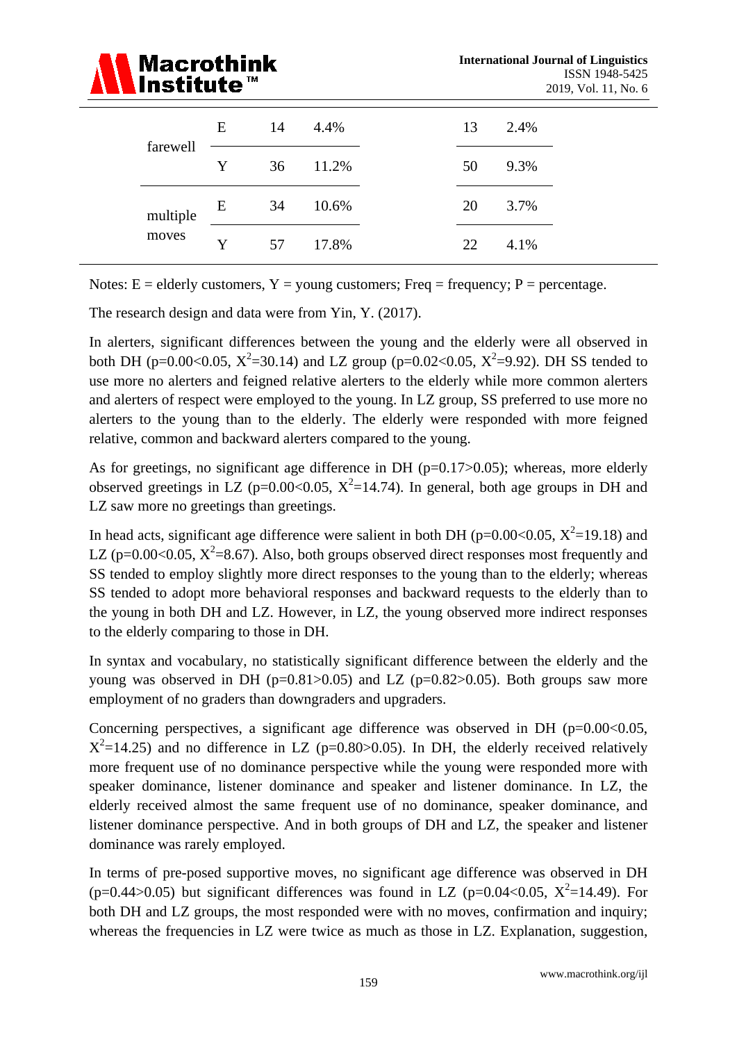| | | | | | |
|---|---|---|---|---|---|
| farewell | E | 14 | 4.4% | 13 | 2.4% |
| | Y | 36 | 11.2% | 50 | 9.3% |
| multiple moves | E | 34 | 10.6% | 20 | 3.7% |
| | Y | 57 | 17.8% | 22 | 4.1% |

Notes: E = elderly customers, Y = young customers; Freq = frequency; P = percentage.

The research design and data were from Yin, Y. (2017).

In alerters, significant differences between the young and the elderly were all observed in both DH ($p=0.00<0.05$, $X^2=30.14$) and LZ group ($p=0.02<0.05$, $X^2=9.92$). DH SS tended to use more no alerters and feigned relative alerters to the elderly while more common alerters and alerters of respect were employed to the young. In LZ group, SS preferred to use more no alerters to the young than to the elderly. The elderly were responded with more feigned relative, common and backward alerters compared to the young.

As for greetings, no significant age difference in DH ($p=0.17>0.05$); whereas, more elderly observed greetings in LZ ($p=0.00<0.05$, $X^2=14.74$). In general, both age groups in DH and LZ saw more no greetings than greetings.

In head acts, significant age difference were salient in both DH ($p=0.00<0.05$, $X^2=19.18$) and LZ ($p=0.00<0.05$, $X^2=8.67$). Also, both groups observed direct responses most frequently and SS tended to employ slightly more direct responses to the young than to the elderly; whereas SS tended to adopt more behavioral responses and backward requests to the elderly than to the young in both DH and LZ. However, in LZ, the young observed more indirect responses to the elderly comparing to those in DH.

In syntax and vocabulary, no statistically significant difference between the elderly and the young was observed in DH ($p=0.81>0.05$) and LZ ($p=0.82>0.05$). Both groups saw more employment of no graders than downgraders and upgraders.

Concerning perspectives, a significant age difference was observed in DH ($p=0.00<0.05$, $X^2=14.25$) and no difference in LZ ($p=0.80>0.05$). In DH, the elderly received relatively more frequent use of no dominance perspective while the young were responded more with speaker dominance, listener dominance and speaker and listener dominance. In LZ, the elderly received almost the same frequent use of no dominance, speaker dominance, and listener dominance perspective. And in both groups of DH and LZ, the speaker and listener dominance was rarely employed.

In terms of pre-posed supportive moves, no significant age difference was observed in DH ($p=0.44>0.05$) but significant differences was found in LZ ($p=0.04<0.05$, $X^2=14.49$). For both DH and LZ groups, the most responded were with no moves, confirmation and inquiry; whereas the frequencies in LZ were twice as much as those in LZ. Explanation, suggestion,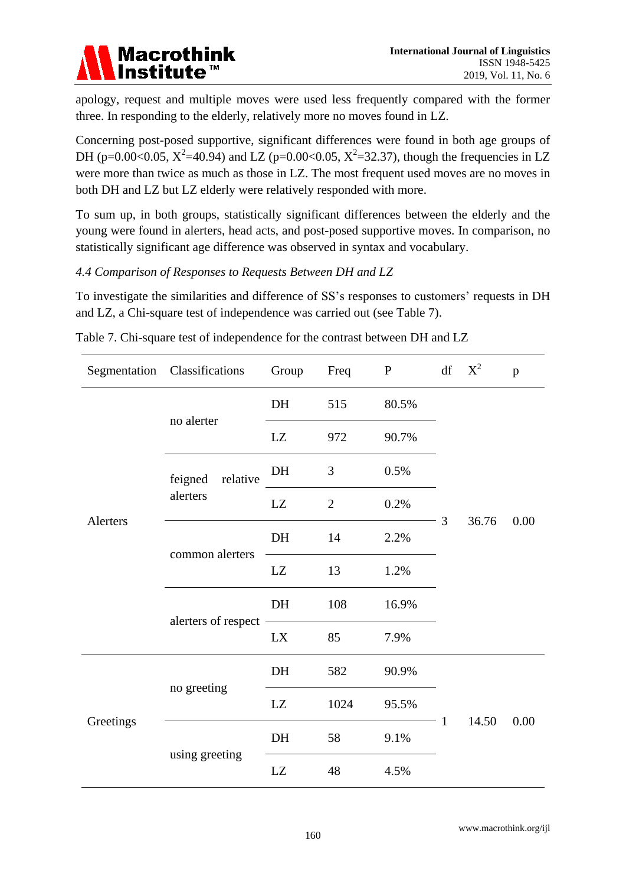apology, request and multiple moves were used less frequently compared with the former three. In responding to the elderly, relatively more no moves found in LZ.

Concerning post-posed supportive, significant differences were found in both age groups of DH ($p=0.00<0.05$, $X^2=40.94$) and LZ ($p=0.00<0.05$, $X^2=32.37$), though the frequencies in LZ were more than twice as much as those in LZ. The most frequent used moves are no moves in both DH and LZ but LZ elderly were relatively responded with more.

To sum up, in both groups, statistically significant differences between the elderly and the young were found in alerters, head acts, and post-posed supportive moves. In comparison, no statistically significant age difference was observed in syntax and vocabulary.

*4.4 Comparison of Responses to Requests Between DH and LZ*

To investigate the similarities and difference of SS's responses to customers' requests in DH and LZ, a Chi-square test of independence was carried out (see Table 7).

Table 7. Chi-square test of independence for the contrast between DH and LZ

| Segmentation | Classifications | Group | Freq | P | df | $X^2$ | p |
|---|---|---|---|---|---|---|---|
| Alerters | no alerter | DH | 515 | 80.5% | 3 | 36.76 | 0.00 |
| | | LZ | 972 | 90.7% | | | |
| | feigned relative alerters | DH | 3 | 0.5% | | | |
| | | LZ | 2 | 0.2% | | | |
| | common alerters | DH | 14 | 2.2% | | | |
| | | LZ | 13 | 1.2% | | | |
| | alerters of respect | DH | 108 | 16.9% | | | |
| | | LX | 85 | 7.9% | | | |
| Greetings | no greeting | DH | 582 | 90.9% | 1 | 14.50 | 0.00 |
| | | LZ | 1024 | 95.5% | | | |
| | using greeting | DH | 58 | 9.1% | | | |
| | | LZ | 48 | 4.5% | | | |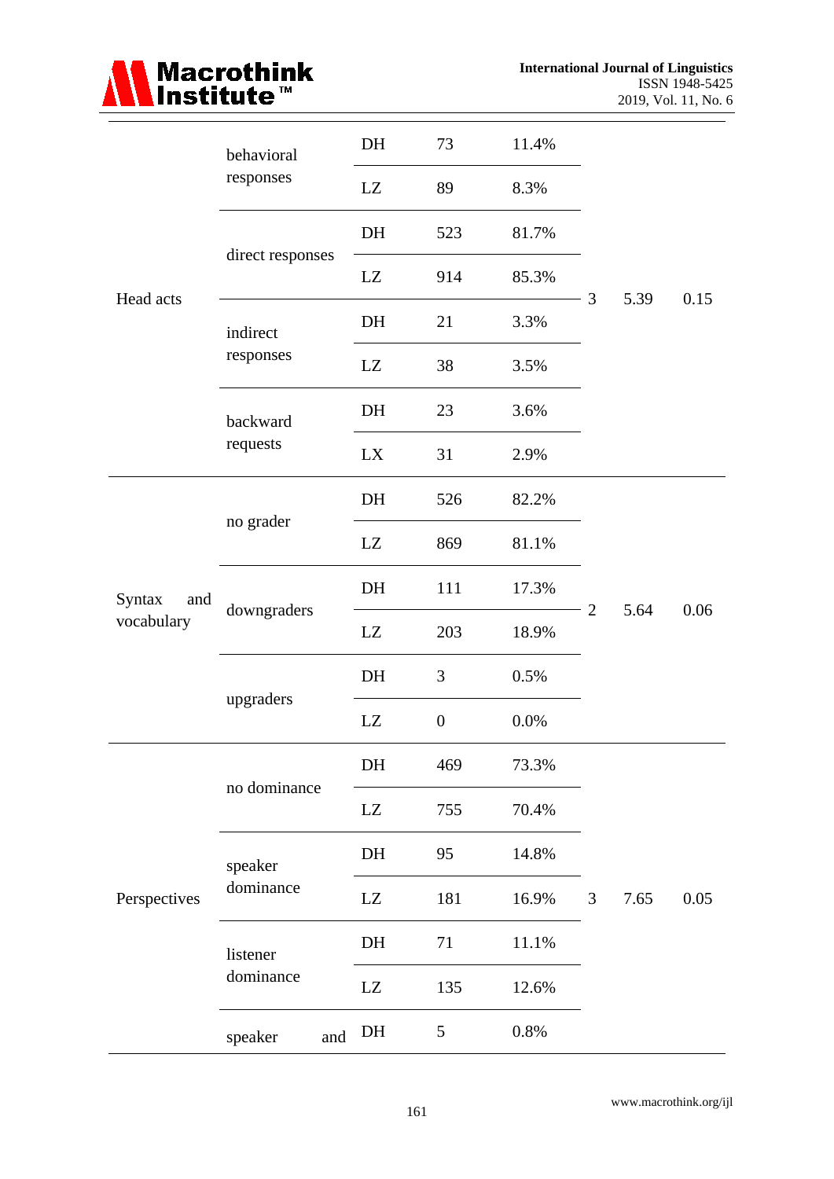| | | | | | | | |
|---|---|---|---|---|---|---|---|
| Head acts | behavioral responses | DH | 73 | 11.4% | 3 | 5.39 | 0.15 |
| | | LZ | 89 | 8.3% | | | |
| | direct responses | DH | 523 | 81.7% | | | |
| | | LZ | 914 | 85.3% | | | |
| | indirect responses | DH | 21 | 3.3% | | | |
| | | LZ | 38 | 3.5% | | | |
| | backward requests | DH | 23 | 3.6% | | | |
| | | LX | 31 | 2.9% | | | |
| Syntax and vocabulary | no grader | DH | 526 | 82.2% | 2 | 5.64 | 0.06 |
| | | LZ | 869 | 81.1% | | | |
| | downgraders | DH | 111 | 17.3% | | | |
| | | LZ | 203 | 18.9% | | | |
| | upgraders | DH | 3 | 0.5% | | | |
| | | LZ | 0 | 0.0% | | | |
| Perspectives | no dominance | DH | 469 | 73.3% | 3 | 7.65 | 0.05 |
| | | LZ | 755 | 70.4% | | | |
| | speaker dominance | DH | 95 | 14.8% | | | |
| | | LZ | 181 | 16.9% | | | |
| | listener dominance | DH | 71 | 11.1% | | | |
| | | LZ | 135 | 12.6% | | | |
| | speaker and | DH | 5 | 0.8% | | | |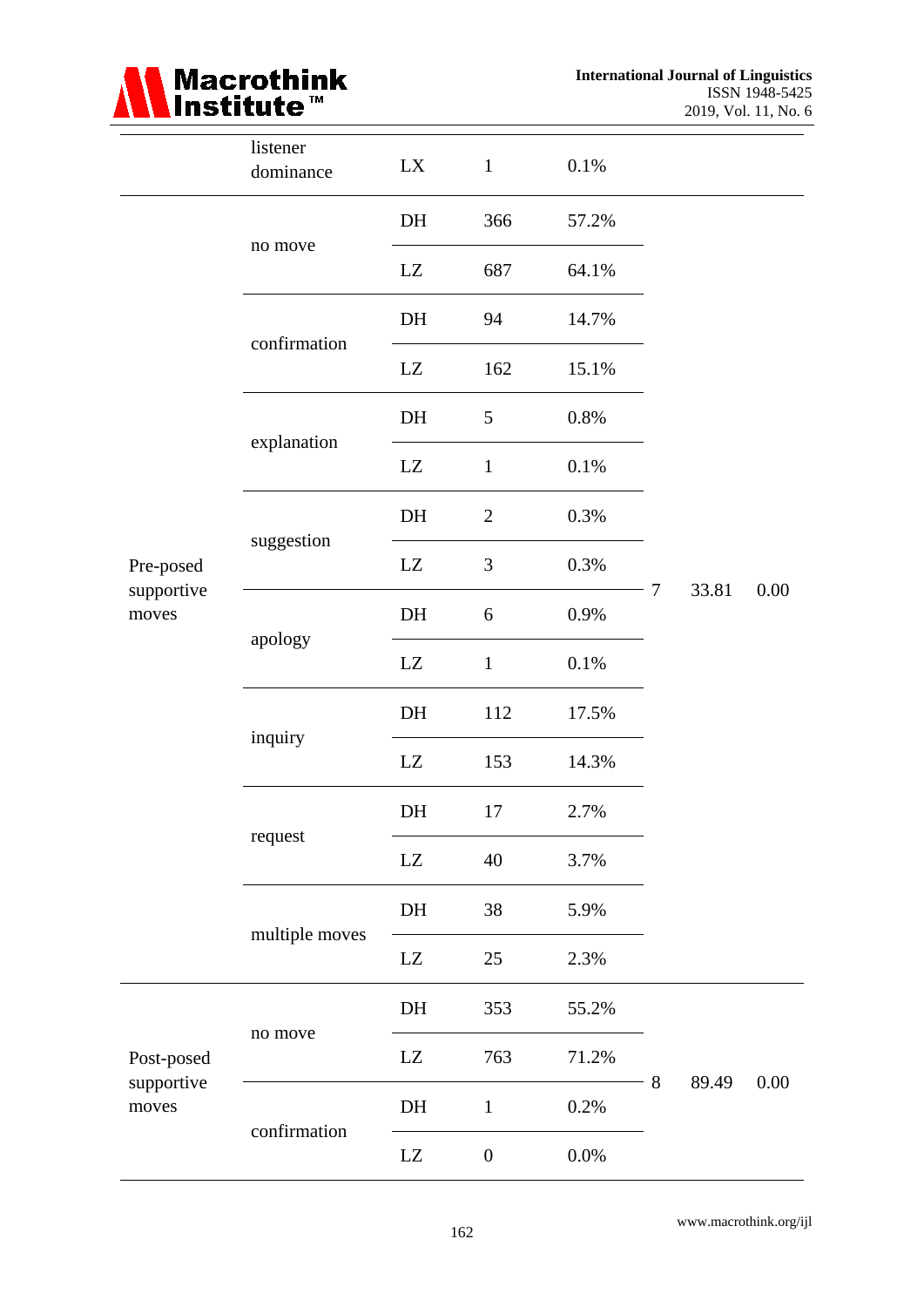| | | | | | | | |
|---|---|---|---|---|---|---|---|
| | listener dominance | LX | 1 | 0.1% | | | |
| Pre-posed supportive moves | no move | DH | 366 | 57.2% | 7 | 33.81 | 0.00 |
| | | LZ | 687 | 64.1% | | | |
| | confirmation | DH | 94 | 14.7% | | | |
| | | LZ | 162 | 15.1% | | | |
| | explanation | DH | 5 | 0.8% | | | |
| | | LZ | 1 | 0.1% | | | |
| | suggestion | DH | 2 | 0.3% | | | |
| | | LZ | 3 | 0.3% | | | |
| | apology | DH | 6 | 0.9% | | | |
| | | LZ | 1 | 0.1% | | | |
| | inquiry | DH | 112 | 17.5% | | | |
| | | LZ | 153 | 14.3% | | | |
| | request | DH | 17 | 2.7% | | | |
| | | LZ | 40 | 3.7% | | | |
| | multiple moves | DH | 38 | 5.9% | | | |
| | | LZ | 25 | 2.3% | | | |
| Post-posed supportive moves | no move | DH | 353 | 55.2% | 8 | 89.49 | 0.00 |
| | | LZ | 763 | 71.2% | | | |
| | confirmation | DH | 1 | 0.2% | | | |
| | | LZ | 0 | 0.0% | | | |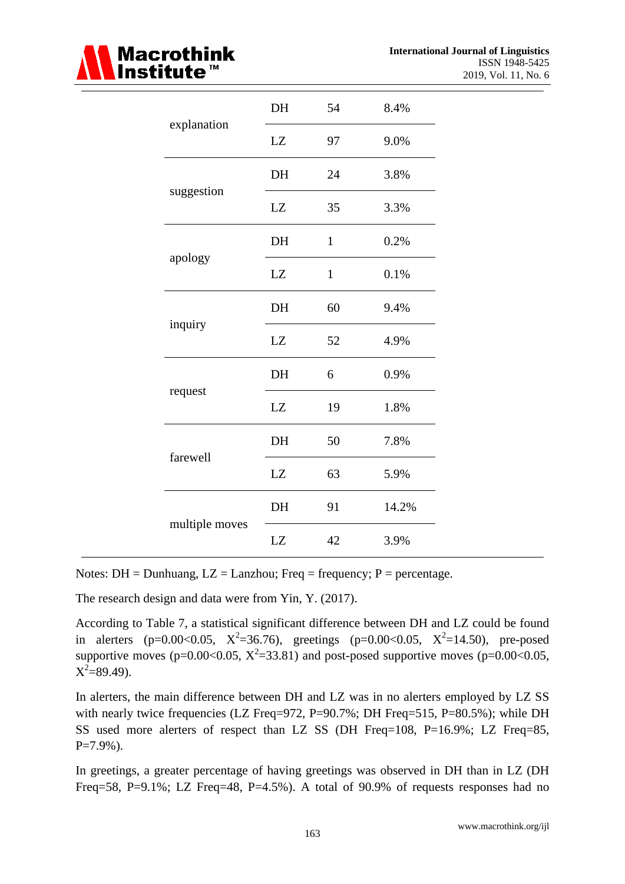| | | | |
|---|---|---|---|
| explanation | DH | 54 | 8.4% |
| | LZ | 97 | 9.0% |
| suggestion | DH | 24 | 3.8% |
| | LZ | 35 | 3.3% |
| apology | DH | 1 | 0.2% |
| | LZ | 1 | 0.1% |
| inquiry | DH | 60 | 9.4% |
| | LZ | 52 | 4.9% |
| request | DH | 6 | 0.9% |
| | LZ | 19 | 1.8% |
| farewell | DH | 50 | 7.8% |
| | LZ | 63 | 5.9% |
| multiple moves | DH | 91 | 14.2% |
| | LZ | 42 | 3.9% |

Notes: DH = Dunhuang, LZ = Lanzhou; Freq = frequency; P = percentage.

The research design and data were from Yin, Y. (2017).

According to Table 7, a statistical significant difference between DH and LZ could be found in alerters ($p=0.00<0.05$, $X^2=36.76$), greetings ($p=0.00<0.05$, $X^2=14.50$), pre-posed supportive moves ($p=0.00<0.05$, $X^2=33.81$) and post-posed supportive moves ($p=0.00<0.05$, $X^2=89.49$).

In alerters, the main difference between DH and LZ was in no alerters employed by LZ SS with nearly twice frequencies (LZ Freq=972, P=90.7%; DH Freq=515, P=80.5%); while DH SS used more alerters of respect than LZ SS (DH Freq=108, P=16.9%; LZ Freq=85, P=7.9%).

In greetings, a greater percentage of having greetings was observed in DH than in LZ (DH Freq=58, P=9.1%; LZ Freq=48, P=4.5%). A total of 90.9% of requests responses had no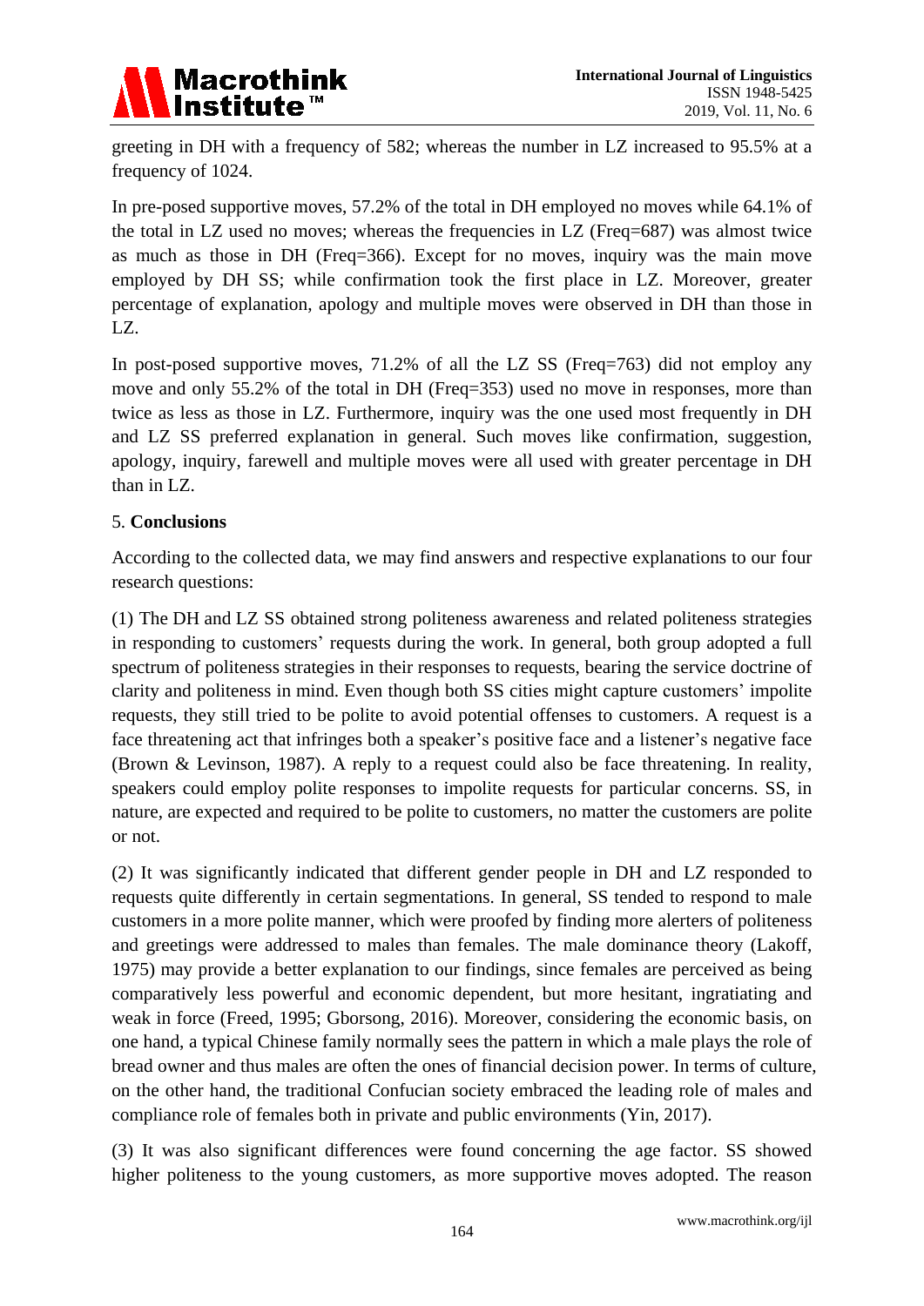greeting in DH with a frequency of 582; whereas the number in LZ increased to 95.5% at a frequency of 1024.

In pre-posed supportive moves, 57.2% of the total in DH employed no moves while 64.1% of the total in LZ used no moves; whereas the frequencies in LZ (Freq=687) was almost twice as much as those in DH (Freq=366). Except for no moves, inquiry was the main move employed by DH SS; while confirmation took the first place in LZ. Moreover, greater percentage of explanation, apology and multiple moves were observed in DH than those in LZ.

In post-posed supportive moves, 71.2% of all the LZ SS (Freq=763) did not employ any move and only 55.2% of the total in DH (Freq=353) used no move in responses, more than twice as less as those in LZ. Furthermore, inquiry was the one used most frequently in DH and LZ SS preferred explanation in general. Such moves like confirmation, suggestion, apology, inquiry, farewell and multiple moves were all used with greater percentage in DH than in LZ.

## 5. **Conclusions**

According to the collected data, we may find answers and respective explanations to our four research questions:

(1) The DH and LZ SS obtained strong politeness awareness and related politeness strategies in responding to customers' requests during the work. In general, both group adopted a full spectrum of politeness strategies in their responses to requests, bearing the service doctrine of clarity and politeness in mind. Even though both SS cities might capture customers' impolite requests, they still tried to be polite to avoid potential offenses to customers. A request is a face threatening act that infringes both a speaker's positive face and a listener's negative face (Brown & Levinson, 1987). A reply to a request could also be face threatening. In reality, speakers could employ polite responses to impolite requests for particular concerns. SS, in nature, are expected and required to be polite to customers, no matter the customers are polite or not.

(2) It was significantly indicated that different gender people in DH and LZ responded to requests quite differently in certain segmentations. In general, SS tended to respond to male customers in a more polite manner, which were proofed by finding more alerters of politeness and greetings were addressed to males than females. The male dominance theory (Lakoff, 1975) may provide a better explanation to our findings, since females are perceived as being comparatively less powerful and economic dependent, but more hesitant, ingratiating and weak in force (Freed, 1995; Gborsong, 2016). Moreover, considering the economic basis, on one hand, a typical Chinese family normally sees the pattern in which a male plays the role of bread owner and thus males are often the ones of financial decision power. In terms of culture, on the other hand, the traditional Confucian society embraced the leading role of males and compliance role of females both in private and public environments (Yin, 2017).

(3) It was also significant differences were found concerning the age factor. SS showed higher politeness to the young customers, as more supportive moves adopted. The reason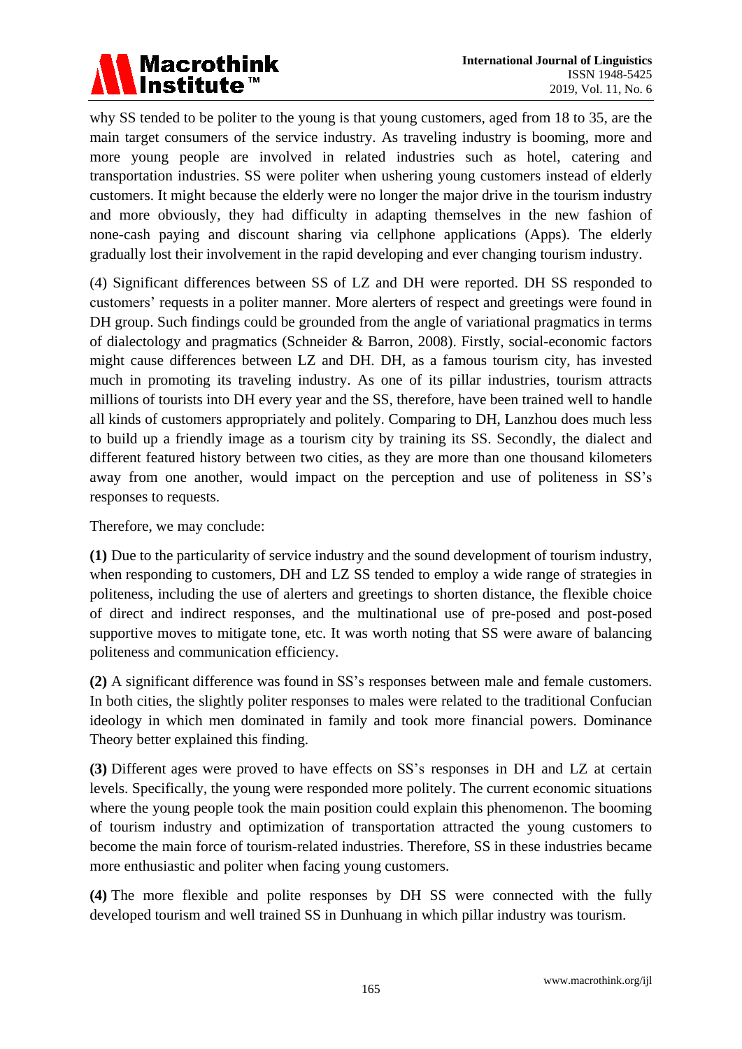why SS tended to be politer to the young is that young customers, aged from 18 to 35, are the main target consumers of the service industry. As traveling industry is booming, more and more young people are involved in related industries such as hotel, catering and transportation industries. SS were politer when ushering young customers instead of elderly customers. It might because the elderly were no longer the major drive in the tourism industry and more obviously, they had difficulty in adapting themselves in the new fashion of none-cash paying and discount sharing via cellphone applications (Apps). The elderly gradually lost their involvement in the rapid developing and ever changing tourism industry.

(4) Significant differences between SS of LZ and DH were reported. DH SS responded to customers' requests in a politer manner. More alerters of respect and greetings were found in DH group. Such findings could be grounded from the angle of variational pragmatics in terms of dialectology and pragmatics (Schneider & Barron, 2008). Firstly, social-economic factors might cause differences between LZ and DH. DH, as a famous tourism city, has invested much in promoting its traveling industry. As one of its pillar industries, tourism attracts millions of tourists into DH every year and the SS, therefore, have been trained well to handle all kinds of customers appropriately and politely. Comparing to DH, Lanzhou does much less to build up a friendly image as a tourism city by training its SS. Secondly, the dialect and different featured history between two cities, as they are more than one thousand kilometers away from one another, would impact on the perception and use of politeness in SS's responses to requests.

Therefore, we may conclude:

**(1)** Due to the particularity of service industry and the sound development of tourism industry, when responding to customers, DH and LZ SS tended to employ a wide range of strategies in politeness, including the use of alerters and greetings to shorten distance, the flexible choice of direct and indirect responses, and the multinational use of pre-posed and post-posed supportive moves to mitigate tone, etc. It was worth noting that SS were aware of balancing politeness and communication efficiency.

**(2)** A significant difference was found in SS's responses between male and female customers. In both cities, the slightly politer responses to males were related to the traditional Confucian ideology in which men dominated in family and took more financial powers. Dominance Theory better explained this finding.

**(3)** Different ages were proved to have effects on SS's responses in DH and LZ at certain levels. Specifically, the young were responded more politely. The current economic situations where the young people took the main position could explain this phenomenon. The booming of tourism industry and optimization of transportation attracted the young customers to become the main force of tourism-related industries. Therefore, SS in these industries became more enthusiastic and politer when facing young customers.

**(4)** The more flexible and polite responses by DH SS were connected with the fully developed tourism and well trained SS in Dunhuang in which pillar industry was tourism.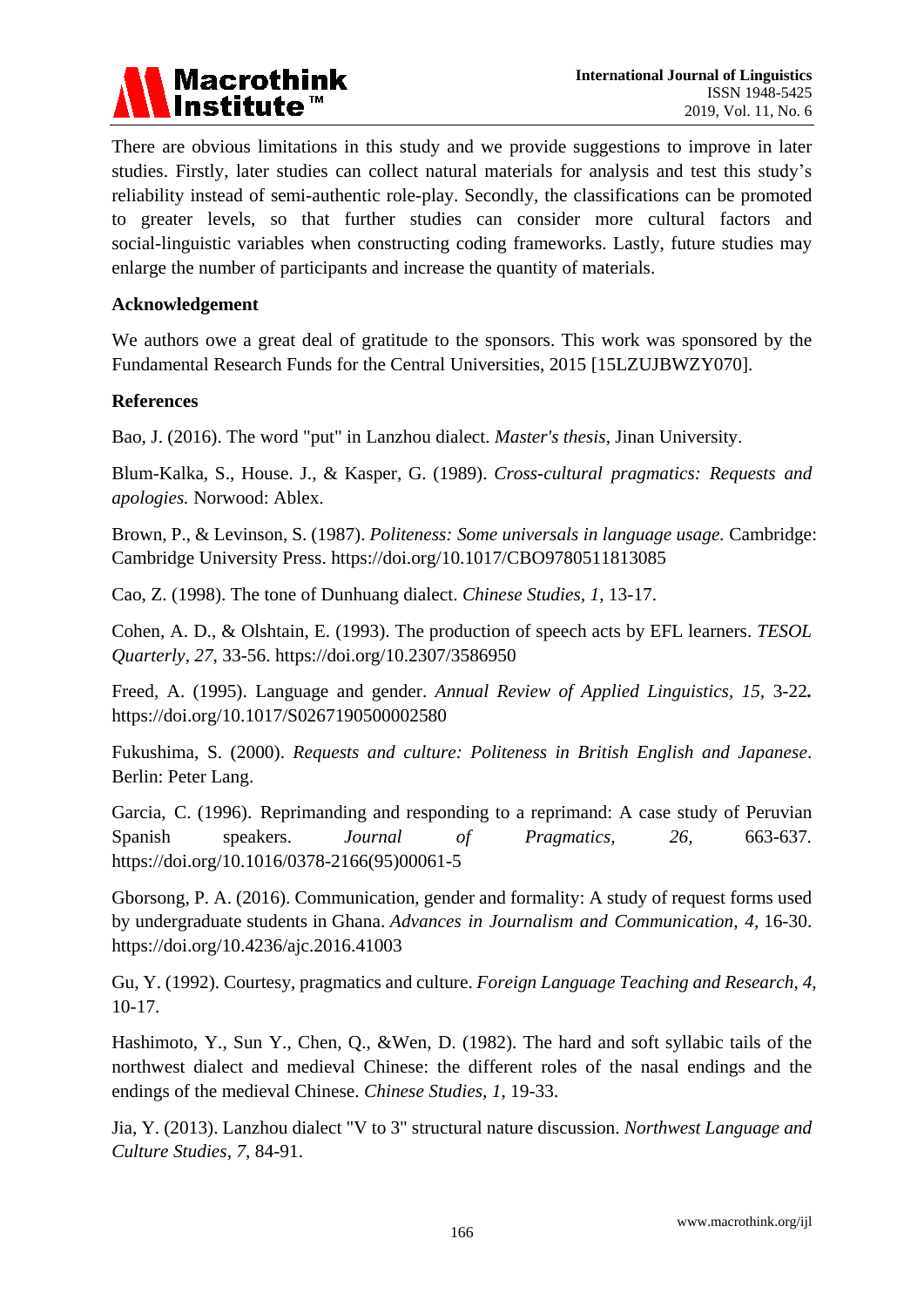There are obvious limitations in this study and we provide suggestions to improve in later studies. Firstly, later studies can collect natural materials for analysis and test this study's reliability instead of semi-authentic role-play. Secondly, the classifications can be promoted to greater levels, so that further studies can consider more cultural factors and social-linguistic variables when constructing coding frameworks. Lastly, future studies may enlarge the number of participants and increase the quantity of materials.

## Acknowledgement

We authors owe a great deal of gratitude to the sponsors. This work was sponsored by the Fundamental Research Funds for the Central Universities, 2015 [15LZUJBWZY070].

## References

Bao, J. (2016). The word "put" in Lanzhou dialect. *Master's thesis*, Jinan University.

Blum-Kalka, S., House. J., & Kasper, G. (1989). *Cross-cultural pragmatics: Requests and apologies.* Norwood: Ablex.

Brown, P., & Levinson, S. (1987). *Politeness: Some universals in language usage.* Cambridge: Cambridge University Press. https://doi.org/10.1017/CBO9780511813085

Cao, Z. (1998). The tone of Dunhuang dialect. *Chinese Studies*, *1*, 13-17.

Cohen, A. D., & Olshtain, E. (1993). The production of speech acts by EFL learners. *TESOL Quarterly*, *27*, 33-56. https://doi.org/10.2307/3586950

Freed, A. (1995). Language and gender. *Annual Review of Applied Linguistics, 15*, 3-22**.** https://doi.org/10.1017/S0267190500002580

Fukushima, S. (2000). *Requests and culture: Politeness in British English and Japanese*. Berlin: Peter Lang.

Garcia, C. (1996). Reprimanding and responding to a reprimand: A case study of Peruvian Spanish speakers. *Journal of Pragmatics, 26*, 663-637. https://doi.org/10.1016/0378-2166(95)00061-5

Gborsong, P. A. (2016). Communication, gender and formality: A study of request forms used by undergraduate students in Ghana. *Advances in Journalism and Communication, 4*, 16-30. https://doi.org/10.4236/ajc.2016.41003

Gu, Y. (1992). Courtesy, pragmatics and culture. *Foreign Language Teaching and Research*, *4*, 10-17.

Hashimoto, Y., Sun Y., Chen, Q., &Wen, D. (1982). The hard and soft syllabic tails of the northwest dialect and medieval Chinese: the different roles of the nasal endings and the endings of the medieval Chinese. *Chinese Studies*, *1*, 19-33.

Jia, Y. (2013). Lanzhou dialect "V to 3" structural nature discussion. *Northwest Language and Culture Studies*, *7*, 84-91.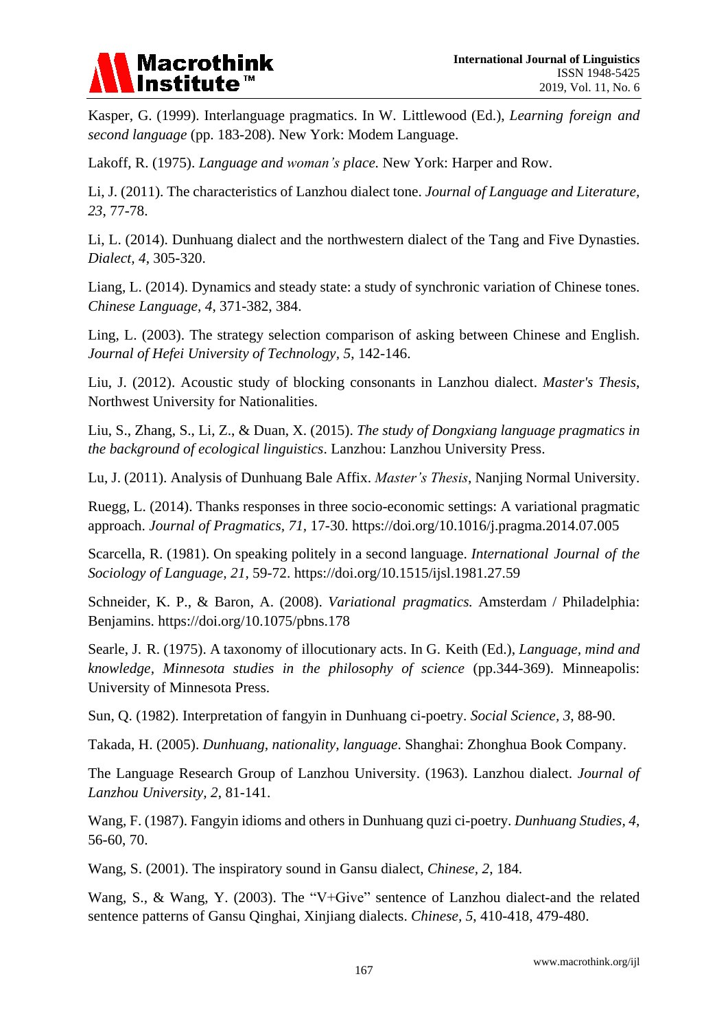Kasper, G. (1999). Interlanguage pragmatics. In W. Littlewood (Ed.), *Learning foreign and second language* (pp. 183-208). New York: Modem Language.

Lakoff, R. (1975). *Language and woman's place.* New York: Harper and Row.

Li, J. (2011). The characteristics of Lanzhou dialect tone. *Journal of Language and Literature, 23*, 77-78.

Li, L. (2014). Dunhuang dialect and the northwestern dialect of the Tang and Five Dynasties. *Dialect, 4*, 305-320.

Liang, L. (2014). Dynamics and steady state: a study of synchronic variation of Chinese tones. *Chinese Language, 4*, 371-382, 384.

Ling, L. (2003). The strategy selection comparison of asking between Chinese and English. *Journal of Hefei University of Technology, 5*, 142-146.

Liu, J. (2012). Acoustic study of blocking consonants in Lanzhou dialect. *Master's Thesis*, Northwest University for Nationalities.

Liu, S., Zhang, S., Li, Z., & Duan, X. (2015). *The study of Dongxiang language pragmatics in the background of ecological linguistics*. Lanzhou: Lanzhou University Press.

Lu, J. (2011). Analysis of Dunhuang Bale Affix. *Master's Thesis*, Nanjing Normal University.

Ruegg, L. (2014). Thanks responses in three socio-economic settings: A variational pragmatic approach. *Journal of Pragmatics, 71*, 17-30. https://doi.org/10.1016/j.pragma.2014.07.005

Scarcella, R. (1981). On speaking politely in a second language. *International Journal of the Sociology of Language, 21*, 59-72. https://doi.org/10.1515/ijsl.1981.27.59

Schneider, K. P., & Baron, A. (2008). *Variational pragmatics.* Amsterdam / Philadelphia: Benjamins. https://doi.org/10.1075/pbns.178

Searle, J. R. (1975). A taxonomy of illocutionary acts. In G. Keith (Ed.), *Language, mind and knowledge*, *Minnesota studies in the philosophy of science* (pp.344-369). Minneapolis: University of Minnesota Press.

Sun, Q. (1982). Interpretation of fangyin in Dunhuang ci-poetry. *Social Science, 3*, 88-90.

Takada, H. (2005). *Dunhuang, nationality, language*. Shanghai: Zhonghua Book Company.

The Language Research Group of Lanzhou University. (1963). Lanzhou dialect. *Journal of Lanzhou University, 2*, 81-141.

Wang, F. (1987). Fangyin idioms and others in Dunhuang quzi ci-poetry. *Dunhuang Studies, 4*, 56-60, 70.

Wang, S. (2001). The inspiratory sound in Gansu dialect, *Chinese, 2*, 184.

Wang, S., & Wang, Y. (2003). The "V+Give" sentence of Lanzhou dialect-and the related sentence patterns of Gansu Qinghai, Xinjiang dialects. *Chinese, 5*, 410-418, 479-480.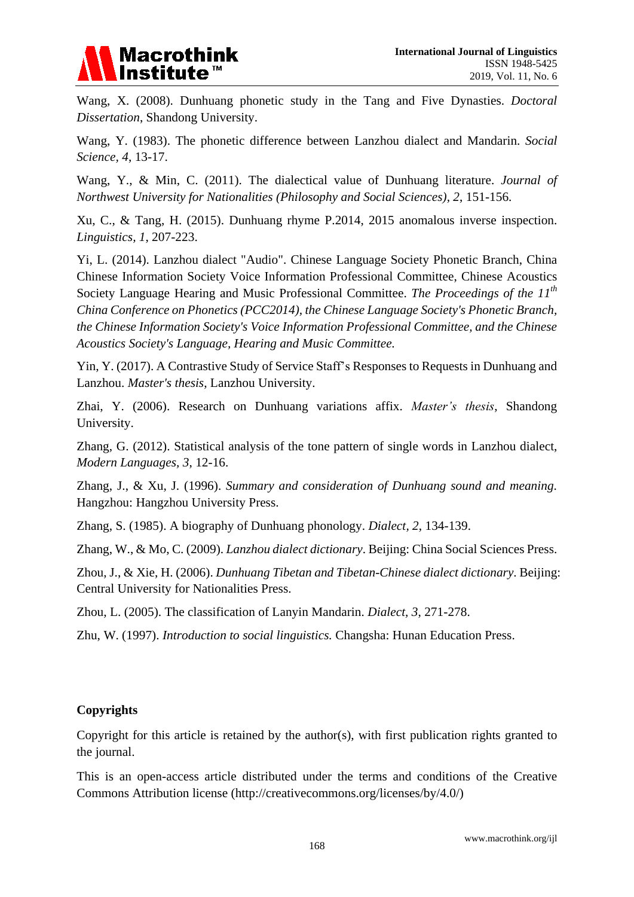Wang, X. (2008). Dunhuang phonetic study in the Tang and Five Dynasties. *Doctoral Dissertation*, Shandong University.

Wang, Y. (1983). The phonetic difference between Lanzhou dialect and Mandarin. *Social Science, 4*, 13-17.

Wang, Y., & Min, C. (2011). The dialectical value of Dunhuang literature. *Journal of Northwest University for Nationalities (Philosophy and Social Sciences), 2*, 151-156.

Xu, C., & Tang, H. (2015). Dunhuang rhyme P.2014, 2015 anomalous inverse inspection. *Linguistics, 1*, 207-223.

Yi, L. (2014). Lanzhou dialect "Audio". Chinese Language Society Phonetic Branch, China Chinese Information Society Voice Information Professional Committee, Chinese Acoustics Society Language Hearing and Music Professional Committee. *The Proceedings of the 11th China Conference on Phonetics (PCC2014), the Chinese Language Society's Phonetic Branch, the Chinese Information Society's Voice Information Professional Committee, and the Chinese Acoustics Society's Language, Hearing and Music Committee.*

Yin, Y. (2017). A Contrastive Study of Service Staff's Responses to Requests in Dunhuang and Lanzhou. *Master's thesis*, Lanzhou University.

Zhai, Y. (2006). Research on Dunhuang variations affix. *Master's thesis*, Shandong University.

Zhang, G. (2012). Statistical analysis of the tone pattern of single words in Lanzhou dialect, *Modern Languages, 3*, 12-16.

Zhang, J., & Xu, J. (1996). *Summary and consideration of Dunhuang sound and meaning*. Hangzhou: Hangzhou University Press.

Zhang, S. (1985). A biography of Dunhuang phonology. *Dialect, 2*, 134-139.

Zhang, W., & Mo, C. (2009). *Lanzhou dialect dictionary*. Beijing: China Social Sciences Press.

Zhou, J., & Xie, H. (2006). *Dunhuang Tibetan and Tibetan-Chinese dialect dictionary*. Beijing: Central University for Nationalities Press.

Zhou, L. (2005). The classification of Lanyin Mandarin. *Dialect, 3*, 271-278.

Zhu, W. (1997). *Introduction to social linguistics.* Changsha: Hunan Education Press.

## Copyrights

Copyright for this article is retained by the author(s), with first publication rights granted to the journal.

This is an open-access article distributed under the terms and conditions of the Creative Commons Attribution license (http://creativecommons.org/licenses/by/4.0/)